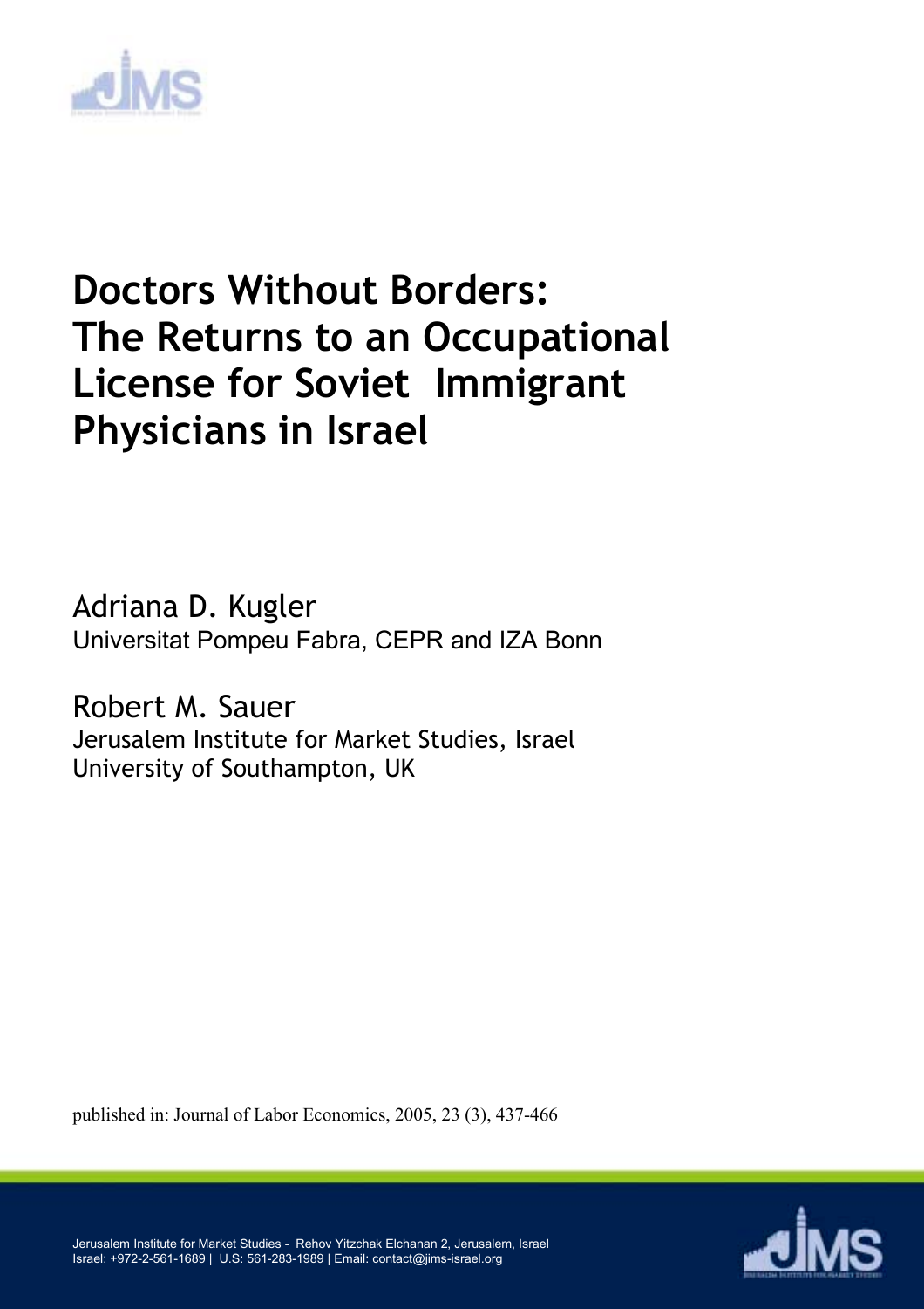# Doctors Without Borders: The Returns to an Occupational License for Soviet Immigrant Physicians in Israel

Adriana D. Kugler
Universitat Pompeu Fabra, CEPR and IZA Bonn

Robert M. Sauer
Jerusalem Institute for Market Studies, Israel
University of Southampton, UK

published in: Journal of Labor Economics, 2005, 23 (3), 437-466

Jerusalem Institute for Market Studies - Rehov Yitzchak Elchanan 2, Jerusalem, Israel
Israel: +972-2-561-1689 | U.S: 561-283-1989 | Email: contact@jims-israel.org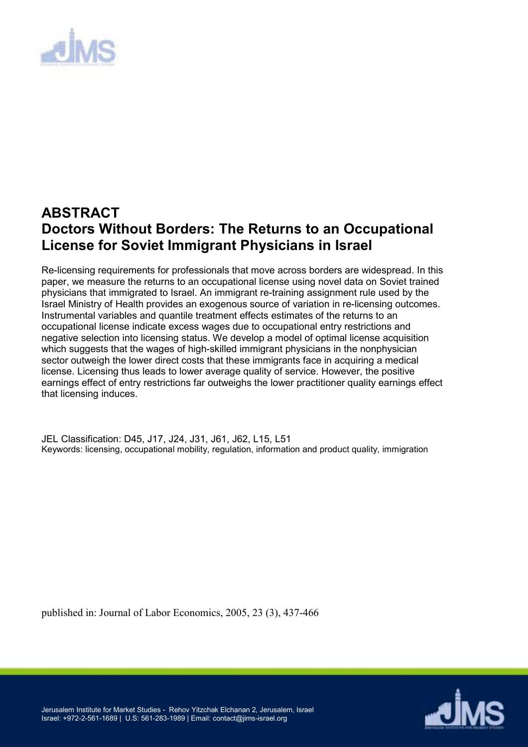# ABSTRACT

# Doctors Without Borders: The Returns to an Occupational License for Soviet Immigrant Physicians in Israel

Re-licensing requirements for professionals that move across borders are widespread. In this paper, we measure the returns to an occupational license using novel data on Soviet trained physicians that immigrated to Israel. An immigrant re-training assignment rule used by the Israel Ministry of Health provides an exogenous source of variation in re-licensing outcomes. Instrumental variables and quantile treatment effects estimates of the returns to an occupational license indicate excess wages due to occupational entry restrictions and negative selection into licensing status. We develop a model of optimal license acquisition which suggests that the wages of high-skilled immigrant physicians in the nonphysician sector outweigh the lower direct costs that these immigrants face in acquiring a medical license. Licensing thus leads to lower average quality of service. However, the positive earnings effect of entry restrictions far outweighs the lower practitioner quality earnings effect that licensing induces.

JEL Classification: D45, J17, J24, J31, J61, J62, L15, L51

Keywords: licensing, occupational mobility, regulation, information and product quality, immigration

published in: Journal of Labor Economics, 2005, 23 (3), 437-466

Jerusalem Institute for Market Studies - Rehov Yitzchak Elchanan 2, Jerusalem, Israel
Israel: +972-2-561-1689 | U.S: 561-283-1989 | Email: contact@jims-israel.org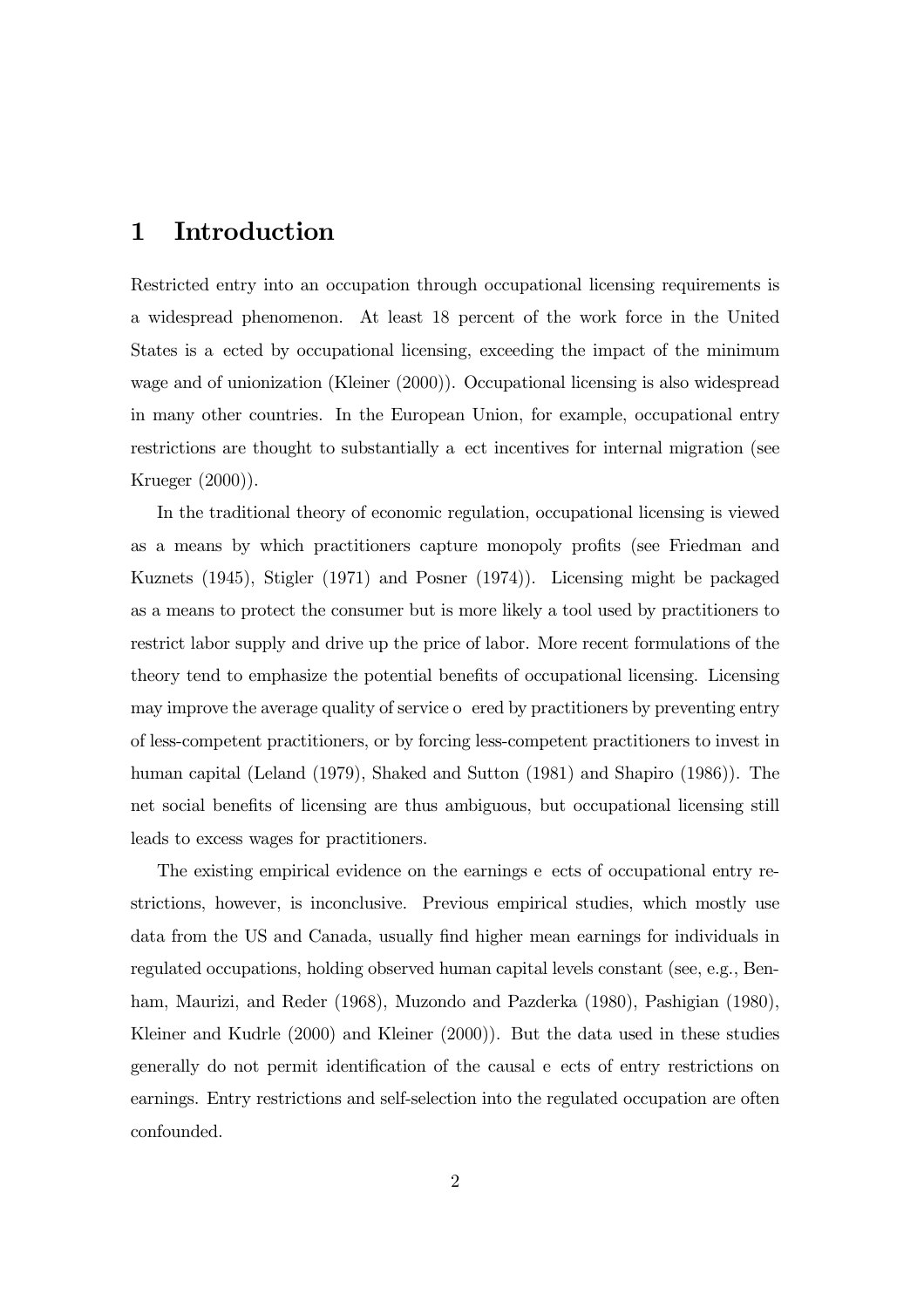# 1 Introduction

Restricted entry into an occupation through occupational licensing requirements is a widespread phenomenon. At least 18 percent of the work force in the United States is affected by occupational licensing, exceeding the impact of the minimum wage and of unionization (Kleiner (2000)). Occupational licensing is also widespread in many other countries. In the European Union, for example, occupational entry restrictions are thought to substantially affect incentives for internal migration (see Krueger (2000)).

In the traditional theory of economic regulation, occupational licensing is viewed as a means by which practitioners capture monopoly profits (see Friedman and Kuznets (1945), Stigler (1971) and Posner (1974)). Licensing might be packaged as a means to protect the consumer but is more likely a tool used by practitioners to restrict labor supply and drive up the price of labor. More recent formulations of the theory tend to emphasize the potential benefits of occupational licensing. Licensing may improve the average quality of service offered by practitioners by preventing entry of less-competent practitioners, or by forcing less-competent practitioners to invest in human capital (Leland (1979), Shaked and Sutton (1981) and Shapiro (1986)). The net social benefits of licensing are thus ambiguous, but occupational licensing still leads to excess wages for practitioners.

The existing empirical evidence on the earnings effects of occupational entry restrictions, however, is inconclusive. Previous empirical studies, which mostly use data from the US and Canada, usually find higher mean earnings for individuals in regulated occupations, holding observed human capital levels constant (see, e.g., Benham, Maurizi, and Reder (1968), Muzondo and Pazderka (1980), Pashigian (1980), Kleiner and Kudrle (2000) and Kleiner (2000)). But the data used in these studies generally do not permit identification of the causal effects of entry restrictions on earnings. Entry restrictions and self-selection into the regulated occupation are often confounded.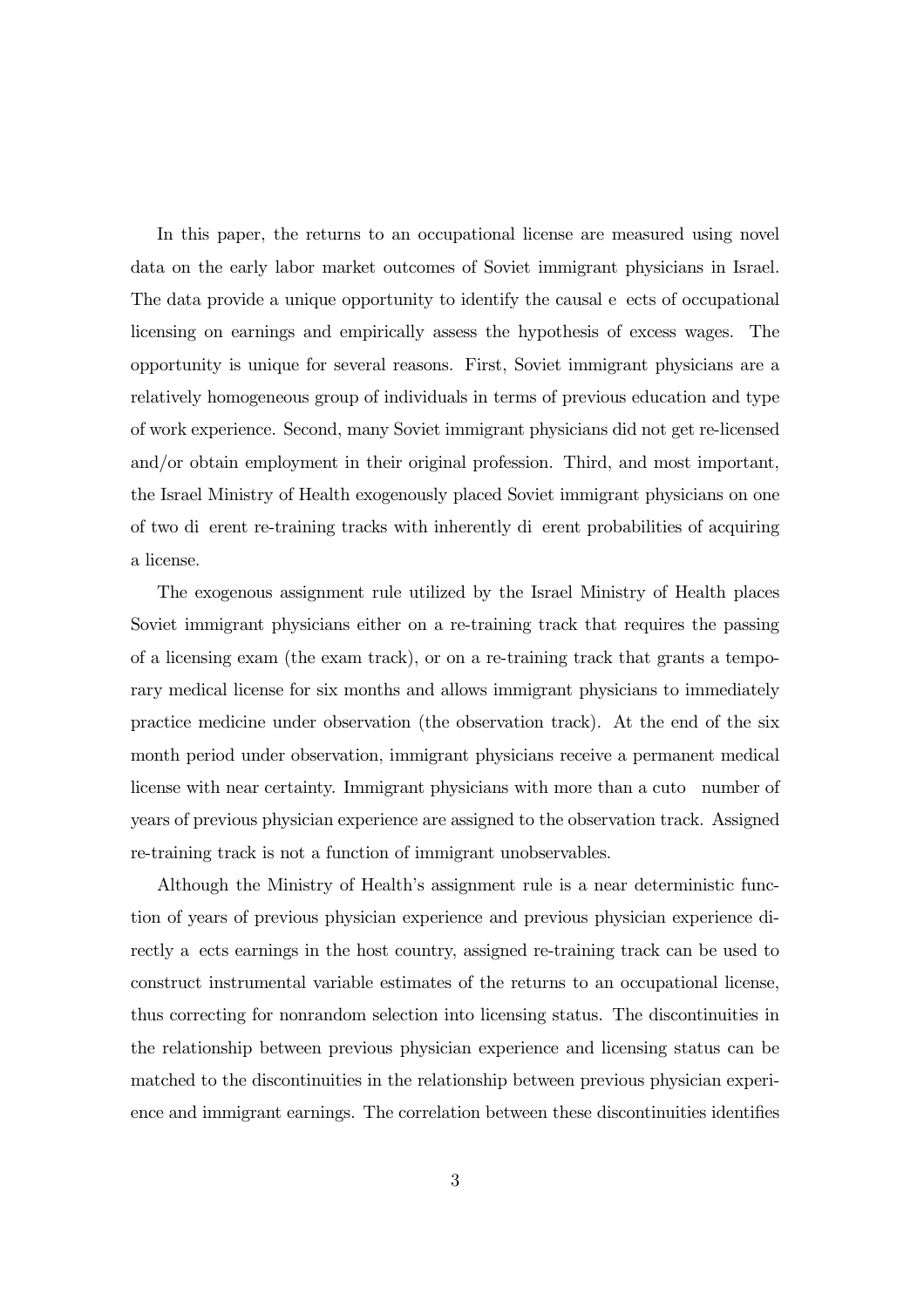In this paper, the returns to an occupational license are measured using novel data on the early labor market outcomes of Soviet immigrant physicians in Israel. The data provide a unique opportunity to identify the causal effects of occupational licensing on earnings and empirically assess the hypothesis of excess wages. The opportunity is unique for several reasons. First, Soviet immigrant physicians are a relatively homogeneous group of individuals in terms of previous education and type of work experience. Second, many Soviet immigrant physicians did not get re-licensed and/or obtain employment in their original profession. Third, and most important, the Israel Ministry of Health exogenously placed Soviet immigrant physicians on one of two different re-training tracks with inherently different probabilities of acquiring a license.

The exogenous assignment rule utilized by the Israel Ministry of Health places Soviet immigrant physicians either on a re-training track that requires the passing of a licensing exam (the exam track), or on a re-training track that grants a temporary medical license for six months and allows immigrant physicians to immediately practice medicine under observation (the observation track). At the end of the six month period under observation, immigrant physicians receive a permanent medical license with near certainty. Immigrant physicians with more than a cutoff number of years of previous physician experience are assigned to the observation track. Assigned re-training track is not a function of immigrant unobservables.

Although the Ministry of Health's assignment rule is a near deterministic function of years of previous physician experience and previous physician experience directly affects earnings in the host country, assigned re-training track can be used to construct instrumental variable estimates of the returns to an occupational license, thus correcting for nonrandom selection into licensing status. The discontinuities in the relationship between previous physician experience and licensing status can be matched to the discontinuities in the relationship between previous physician experience and immigrant earnings. The correlation between these discontinuities identifies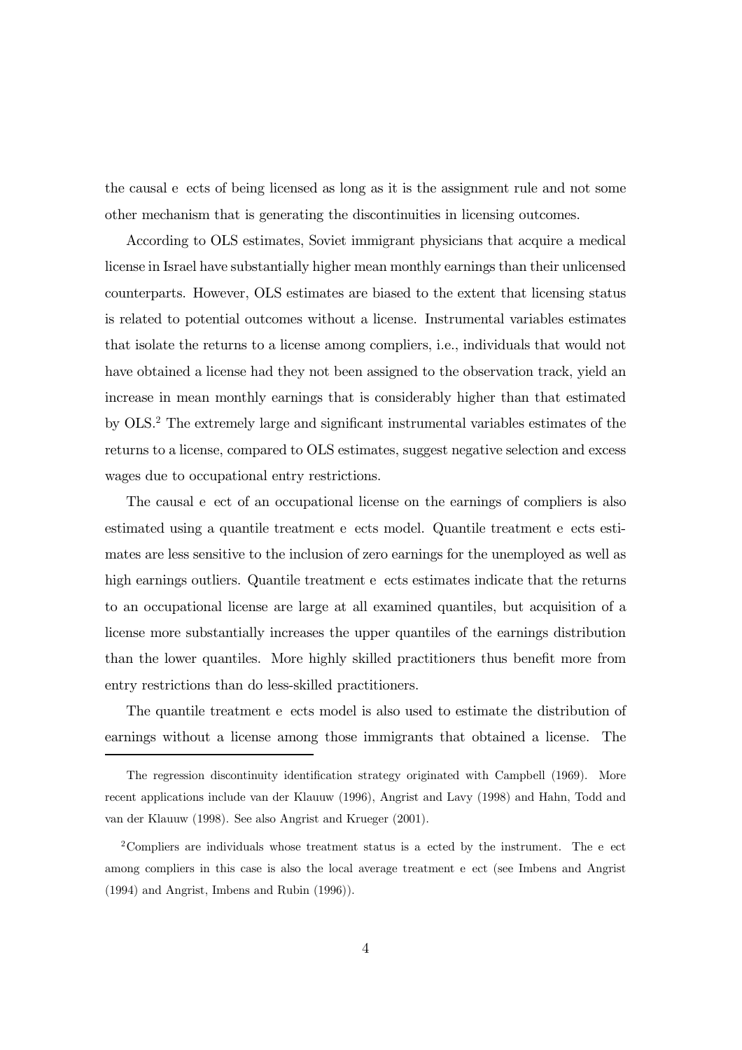the causal e ects of being licensed as long as it is the assignment rule and not some other mechanism that is generating the discontinuities in licensing outcomes.

According to OLS estimates, Soviet immigrant physicians that acquire a medical license in Israel have substantially higher mean monthly earnings than their unlicensed counterparts. However, OLS estimates are biased to the extent that licensing status is related to potential outcomes without a license. Instrumental variables estimates that isolate the returns to a license among compliers, i.e., individuals that would not have obtained a license had they not been assigned to the observation track, yield an increase in mean monthly earnings that is considerably higher than that estimated by OLS.[2] The extremely large and significant instrumental variables estimates of the returns to a license, compared to OLS estimates, suggest negative selection and excess wages due to occupational entry restrictions.

The causal e ect of an occupational license on the earnings of compliers is also estimated using a quantile treatment e ects model. Quantile treatment e ects estimates are less sensitive to the inclusion of zero earnings for the unemployed as well as high earnings outliers. Quantile treatment e ects estimates indicate that the returns to an occupational license are large at all examined quantiles, but acquisition of a license more substantially increases the upper quantiles of the earnings distribution than the lower quantiles. More highly skilled practitioners thus benefit more from entry restrictions than do less-skilled practitioners.

The quantile treatment e ects model is also used to estimate the distribution of earnings without a license among those immigrants that obtained a license. The

---

The regression discontinuity identification strategy originated with Campbell (1969). More recent applications include van der Klauuw (1996), Angrist and Lavy (1998) and Hahn, Todd and van der Klauuw (1998). See also Angrist and Krueger (2001).

[2] Compliers are individuals whose treatment status is a ected by the instrument. The e ect among compliers in this case is also the local average treatment e ect (see Imbens and Angrist (1994) and Angrist, Imbens and Rubin (1996)).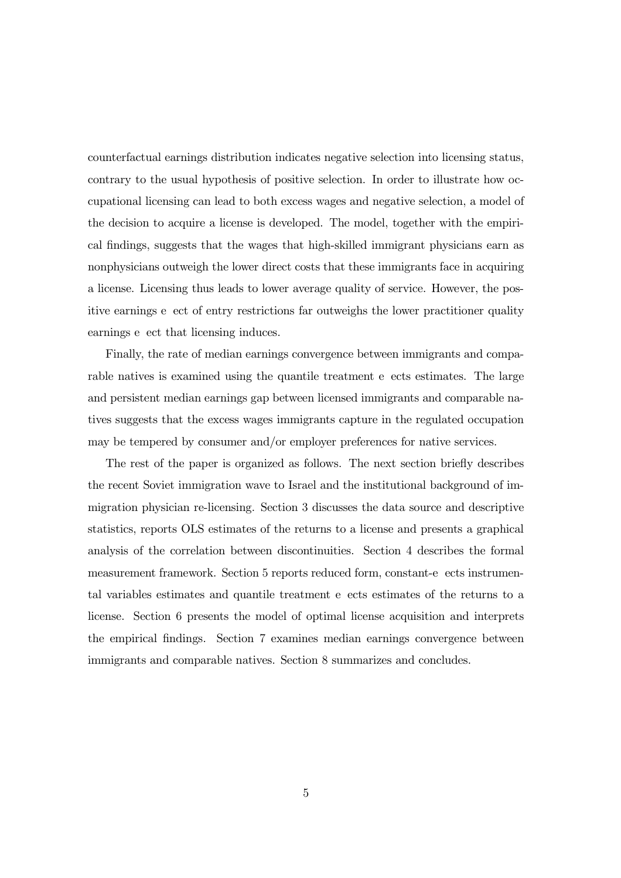counterfactual earnings distribution indicates negative selection into licensing status, contrary to the usual hypothesis of positive selection. In order to illustrate how occupational licensing can lead to both excess wages and negative selection, a model of the decision to acquire a license is developed. The model, together with the empirical findings, suggests that the wages that high-skilled immigrant physicians earn as nonphysicians outweigh the lower direct costs that these immigrants face in acquiring a license. Licensing thus leads to lower average quality of service. However, the positive earnings e ect of entry restrictions far outweighs the lower practitioner quality earnings e ect that licensing induces.

Finally, the rate of median earnings convergence between immigrants and comparable natives is examined using the quantile treatment e ects estimates. The large and persistent median earnings gap between licensed immigrants and comparable natives suggests that the excess wages immigrants capture in the regulated occupation may be tempered by consumer and/or employer preferences for native services.

The rest of the paper is organized as follows. The next section briefly describes the recent Soviet immigration wave to Israel and the institutional background of immigration physician re-licensing. Section 3 discusses the data source and descriptive statistics, reports OLS estimates of the returns to a license and presents a graphical analysis of the correlation between discontinuities. Section 4 describes the formal measurement framework. Section 5 reports reduced form, constant-e ects instrumental variables estimates and quantile treatment e ects estimates of the returns to a license. Section 6 presents the model of optimal license acquisition and interprets the empirical findings. Section 7 examines median earnings convergence between immigrants and comparable natives. Section 8 summarizes and concludes.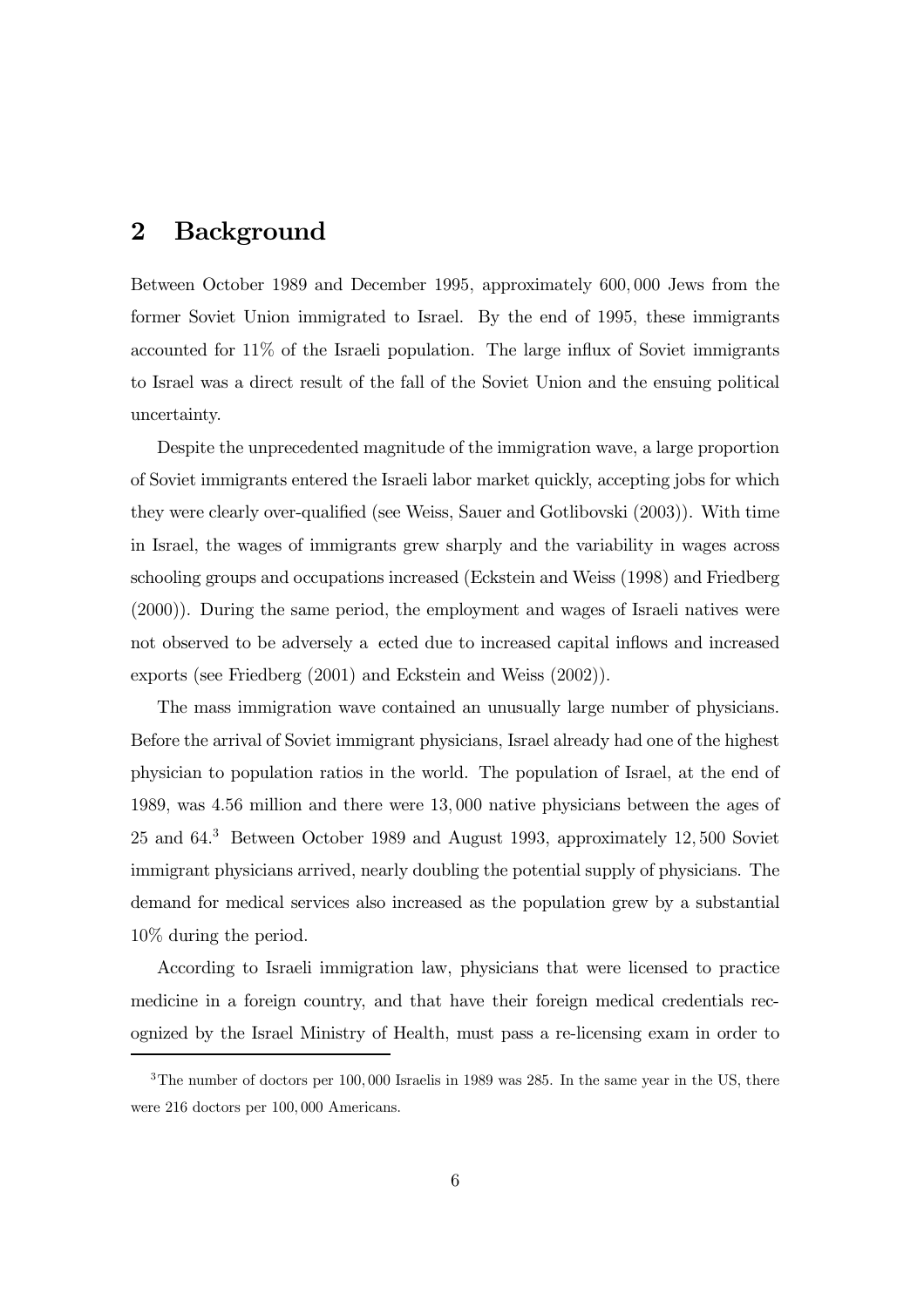## 2 Background

Between October 1989 and December 1995, approximately 600,000 Jews from the former Soviet Union immigrated to Israel. By the end of 1995, these immigrants accounted for 11% of the Israeli population. The large influx of Soviet immigrants to Israel was a direct result of the fall of the Soviet Union and the ensuing political uncertainty.

Despite the unprecedented magnitude of the immigration wave, a large proportion of Soviet immigrants entered the Israeli labor market quickly, accepting jobs for which they were clearly over-qualified (see Weiss, Sauer and Gotlibovski (2003)). With time in Israel, the wages of immigrants grew sharply and the variability in wages across schooling groups and occupations increased (Eckstein and Weiss (1998) and Friedberg (2000)). During the same period, the employment and wages of Israeli natives were not observed to be adversely a ected due to increased capital inflows and increased exports (see Friedberg (2001) and Eckstein and Weiss (2002)).

The mass immigration wave contained an unusually large number of physicians. Before the arrival of Soviet immigrant physicians, Israel already had one of the highest physician to population ratios in the world. The population of Israel, at the end of 1989, was 4.56 million and there were 13,000 native physicians between the ages of 25 and 64.[3] Between October 1989 and August 1993, approximately 12,500 Soviet immigrant physicians arrived, nearly doubling the potential supply of physicians. The demand for medical services also increased as the population grew by a substantial 10% during the period.

According to Israeli immigration law, physicians that were licensed to practice medicine in a foreign country, and that have their foreign medical credentials recognized by the Israel Ministry of Health, must pass a re-licensing exam in order to

[3] The number of doctors per 100,000 Israelis in 1989 was 285. In the same year in the US, there were 216 doctors per 100,000 Americans.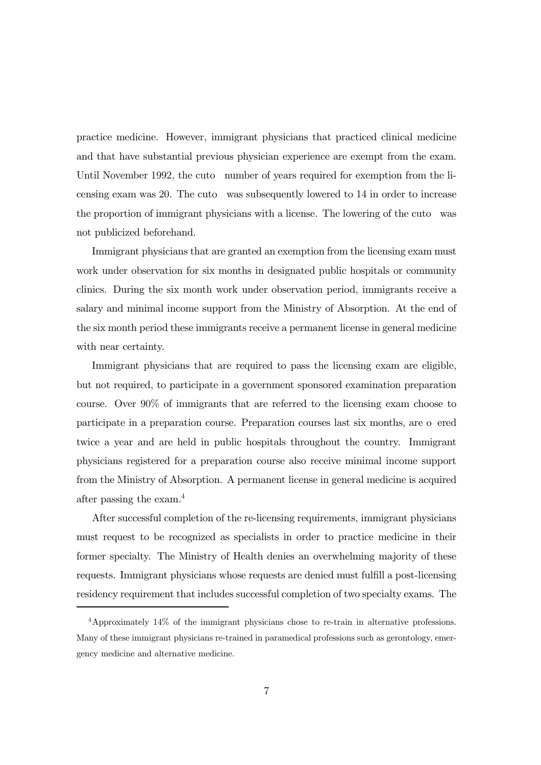practice medicine. However, immigrant physicians that practiced clinical medicine and that have substantial previous physician experience are exempt from the exam. Until November 1992, the cutoff number of years required for exemption from the licensing exam was 20. The cutoff was subsequently lowered to 14 in order to increase the proportion of immigrant physicians with a license. The lowering of the cutoff was not publicized beforehand.

Immigrant physicians that are granted an exemption from the licensing exam must work under observation for six months in designated public hospitals or community clinics. During the six month work under observation period, immigrants receive a salary and minimal income support from the Ministry of Absorption. At the end of the six month period these immigrants receive a permanent license in general medicine with near certainty.

Immigrant physicians that are required to pass the licensing exam are eligible, but not required, to participate in a government sponsored examination preparation course. Over 90% of immigrants that are referred to the licensing exam choose to participate in a preparation course. Preparation courses last six months, are offered twice a year and are held in public hospitals throughout the country. Immigrant physicians registered for a preparation course also receive minimal income support from the Ministry of Absorption. A permanent license in general medicine is acquired after passing the exam.[4]

After successful completion of the re-licensing requirements, immigrant physicians must request to be recognized as specialists in order to practice medicine in their former specialty. The Ministry of Health denies an overwhelming majority of these requests. Immigrant physicians whose requests are denied must fulfill a post-licensing residency requirement that includes successful completion of two specialty exams. The

[4] Approximately 14% of the immigrant physicians chose to re-train in alternative professions. Many of these immigrant physicians re-trained in paramedical professions such as gerontology, emergency medicine and alternative medicine.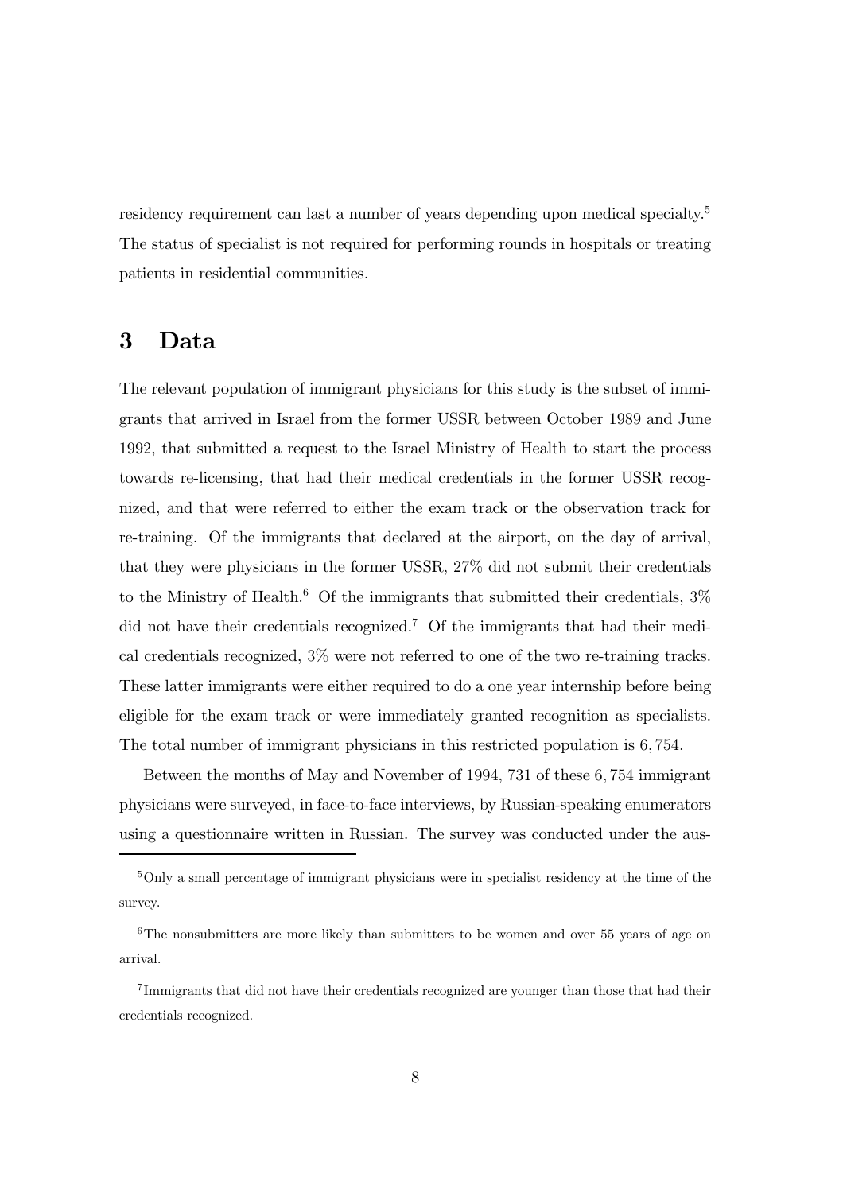residency requirement can last a number of years depending upon medical specialty.[5] The status of specialist is not required for performing rounds in hospitals or treating patients in residential communities.

# 3 Data

The relevant population of immigrant physicians for this study is the subset of immigrants that arrived in Israel from the former USSR between October 1989 and June 1992, that submitted a request to the Israel Ministry of Health to start the process towards re-licensing, that had their medical credentials in the former USSR recognized, and that were referred to either the exam track or the observation track for re-training. Of the immigrants that declared at the airport, on the day of arrival, that they were physicians in the former USSR, 27% did not submit their credentials to the Ministry of Health.[6] Of the immigrants that submitted their credentials, 3% did not have their credentials recognized.[7] Of the immigrants that had their medical credentials recognized, 3% were not referred to one of the two re-training tracks. These latter immigrants were either required to do a one year internship before being eligible for the exam track or were immediately granted recognition as specialists. The total number of immigrant physicians in this restricted population is 6,754.

Between the months of May and November of 1994, 731 of these 6,754 immigrant physicians were surveyed, in face-to-face interviews, by Russian-speaking enumerators using a questionnaire written in Russian. The survey was conducted under the aus-

---

[5] Only a small percentage of immigrant physicians were in specialist residency at the time of the survey.

[6] The nonsubmitters are more likely than submitters to be women and over 55 years of age on arrival.

[7] Immigrants that did not have their credentials recognized are younger than those that had their credentials recognized.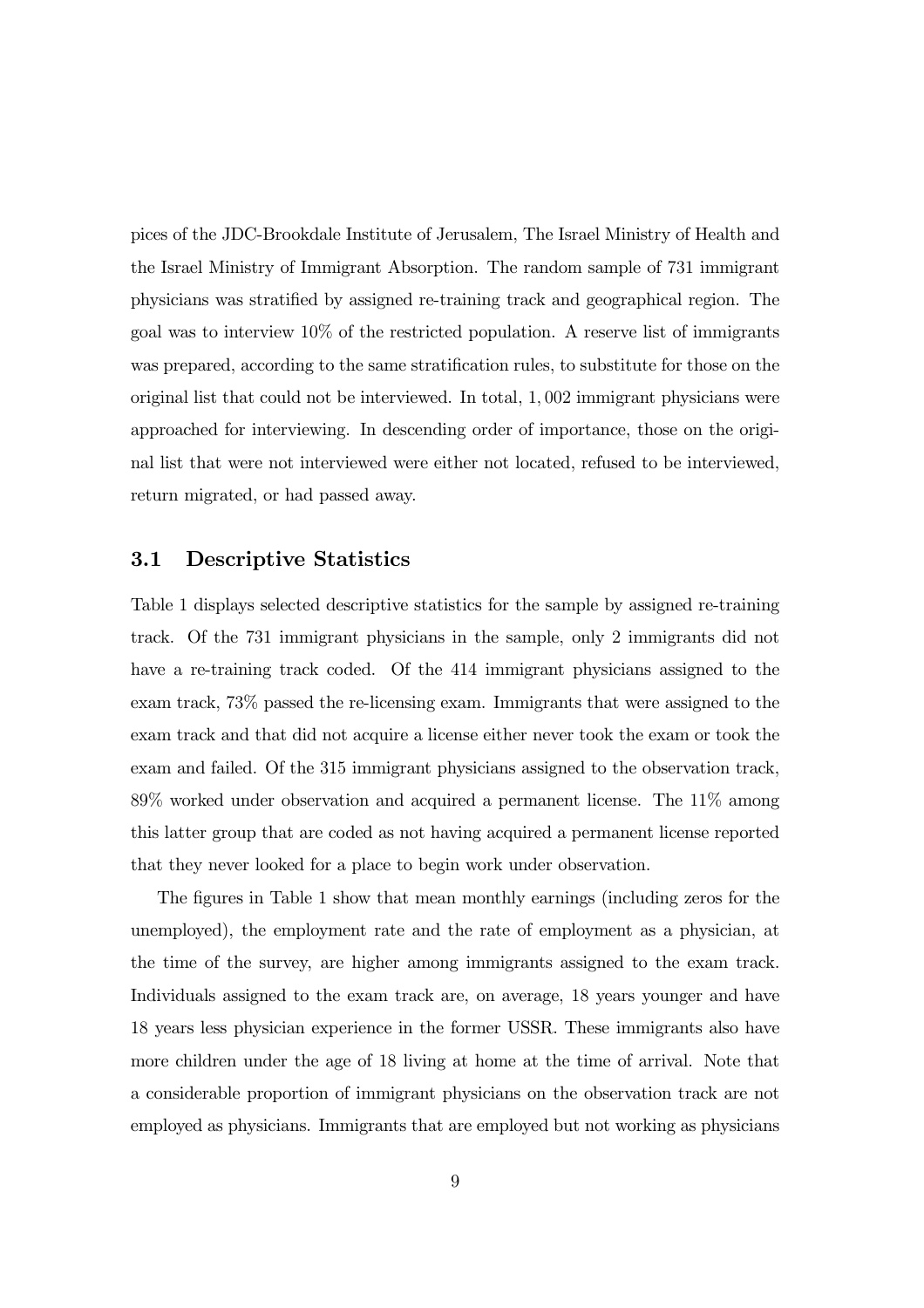pices of the JDC-Brookdale Institute of Jerusalem, The Israel Ministry of Health and the Israel Ministry of Immigrant Absorption. The random sample of 731 immigrant physicians was stratified by assigned re-training track and geographical region. The goal was to interview 10% of the restricted population. A reserve list of immigrants was prepared, according to the same stratification rules, to substitute for those on the original list that could not be interviewed. In total, 1,002 immigrant physicians were approached for interviewing. In descending order of importance, those on the original list that were not interviewed were either not located, refused to be interviewed, return migrated, or had passed away.

### 3.1 Descriptive Statistics

Table 1 displays selected descriptive statistics for the sample by assigned re-training track. Of the 731 immigrant physicians in the sample, only 2 immigrants did not have a re-training track coded. Of the 414 immigrant physicians assigned to the exam track, 73% passed the re-licensing exam. Immigrants that were assigned to the exam track and that did not acquire a license either never took the exam or took the exam and failed. Of the 315 immigrant physicians assigned to the observation track, 89% worked under observation and acquired a permanent license. The 11% among this latter group that are coded as not having acquired a permanent license reported that they never looked for a place to begin work under observation.

The figures in Table 1 show that mean monthly earnings (including zeros for the unemployed), the employment rate and the rate of employment as a physician, at the time of the survey, are higher among immigrants assigned to the exam track. Individuals assigned to the exam track are, on average, 18 years younger and have 18 years less physician experience in the former USSR. These immigrants also have more children under the age of 18 living at home at the time of arrival. Note that a considerable proportion of immigrant physicians on the observation track are not employed as physicians. Immigrants that are employed but not working as physicians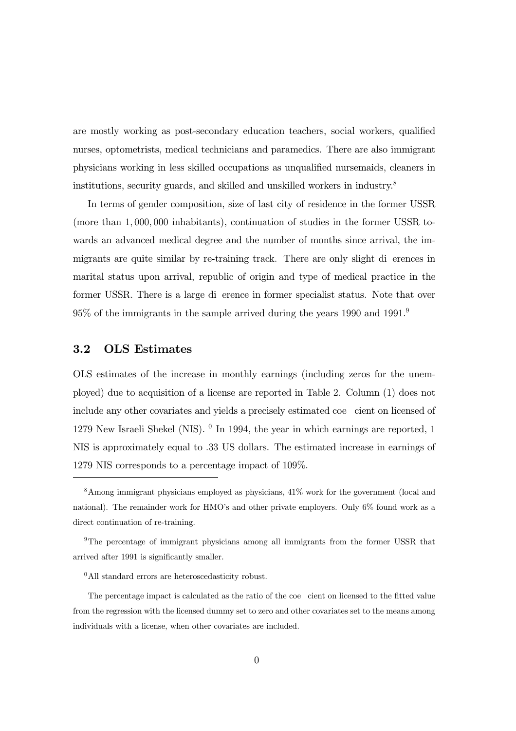are mostly working as post-secondary education teachers, social workers, qualified nurses, optometrists, medical technicians and paramedics. There are also immigrant physicians working in less skilled occupations as unqualified nursemaids, cleaners in institutions, security guards, and skilled and unskilled workers in industry.[8]

In terms of gender composition, size of last city of residence in the former USSR (more than 1,000,000 inhabitants), continuation of studies in the former USSR towards an advanced medical degree and the number of months since arrival, the immigrants are quite similar by re-training track. There are only slight di erences in marital status upon arrival, republic of origin and type of medical practice in the former USSR. There is a large di erence in former specialist status. Note that over 95% of the immigrants in the sample arrived during the years 1990 and 1991.[9]

## 3.2 OLS Estimates

OLS estimates of the increase in monthly earnings (including zeros for the unemployed) due to acquisition of a license are reported in Table 2. Column (1) does not include any other covariates and yields a precisely estimated coe cient on licensed of 1279 New Israeli Shekel (NIS). [0] In 1994, the year in which earnings are reported, 1 NIS is approximately equal to .33 US dollars. The estimated increase in earnings of 1279 NIS corresponds to a percentage impact of 109%.

---

[8] Among immigrant physicians employed as physicians, 41% work for the government (local and national). The remainder work for HMO's and other private employers. Only 6% found work as a direct continuation of re-training.

[9] The percentage of immigrant physicians among all immigrants from the former USSR that arrived after 1991 is significantly smaller.

[0] All standard errors are heteroscedasticity robust.

The percentage impact is calculated as the ratio of the coe cient on licensed to the fitted value from the regression with the licensed dummy set to zero and other covariates set to the means among individuals with a license, when other covariates are included.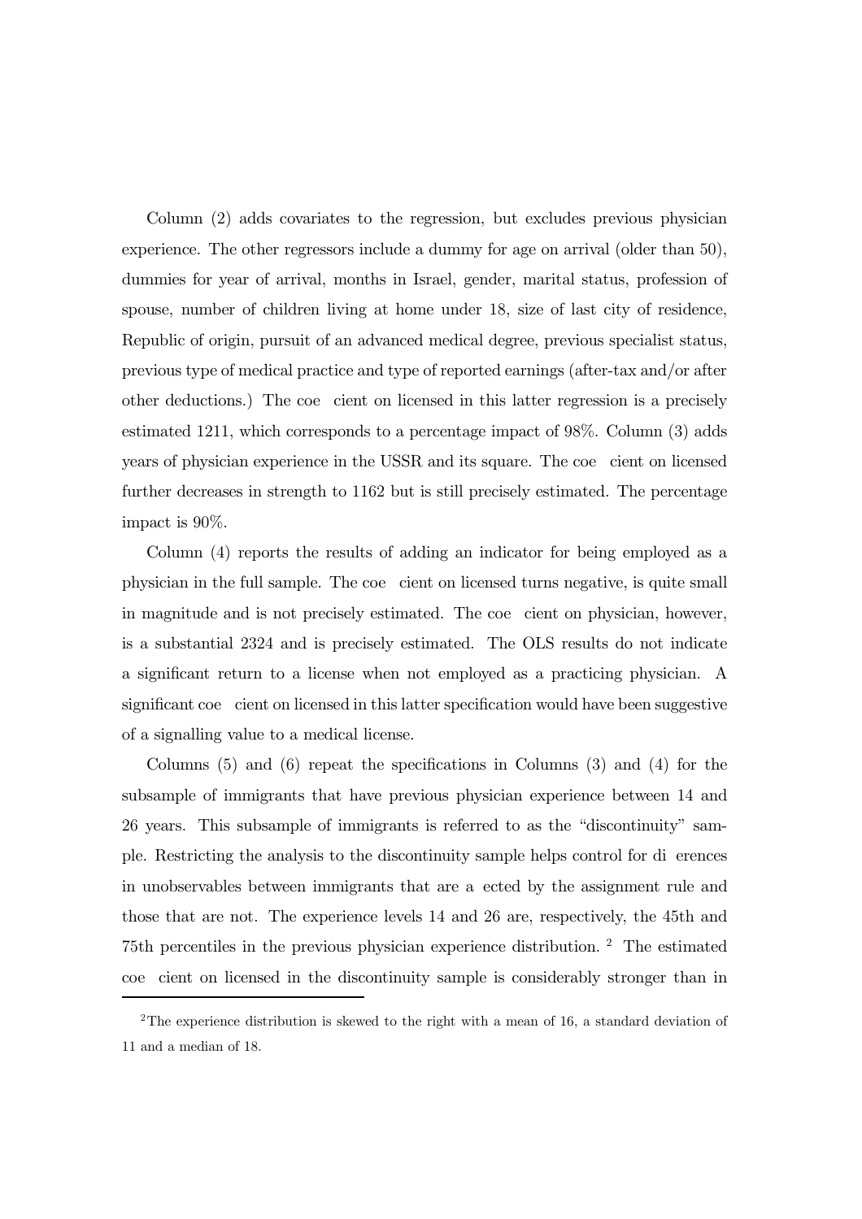Column (2) adds covariates to the regression, but excludes previous physician experience. The other regressors include a dummy for age on arrival (older than 50), dummies for year of arrival, months in Israel, gender, marital status, profession of spouse, number of children living at home under 18, size of last city of residence, Republic of origin, pursuit of an advanced medical degree, previous specialist status, previous type of medical practice and type of reported earnings (after-tax and/or after other deductions.) The coefficient on licensed in this latter regression is a precisely estimated 1211, which corresponds to a percentage impact of 98%. Column (3) adds years of physician experience in the USSR and its square. The coefficient on licensed further decreases in strength to 1162 but is still precisely estimated. The percentage impact is 90%.

Column (4) reports the results of adding an indicator for being employed as a physician in the full sample. The coefficient on licensed turns negative, is quite small in magnitude and is not precisely estimated. The coefficient on physician, however, is a substantial 2324 and is precisely estimated. The OLS results do not indicate a significant return to a license when not employed as a practicing physician. A significant coefficient on licensed in this latter specification would have been suggestive of a signalling value to a medical license.

Columns (5) and (6) repeat the specifications in Columns (3) and (4) for the subsample of immigrants that have previous physician experience between 14 and 26 years. This subsample of immigrants is referred to as the "discontinuity" sample. Restricting the analysis to the discontinuity sample helps control for differences in unobservables between immigrants that are affected by the assignment rule and those that are not. The experience levels 14 and 26 are, respectively, the 45th and 75th percentiles in the previous physician experience distribution. [2] The estimated coefficient on licensed in the discontinuity sample is considerably stronger than in

[2] The experience distribution is skewed to the right with a mean of 16, a standard deviation of 11 and a median of 18.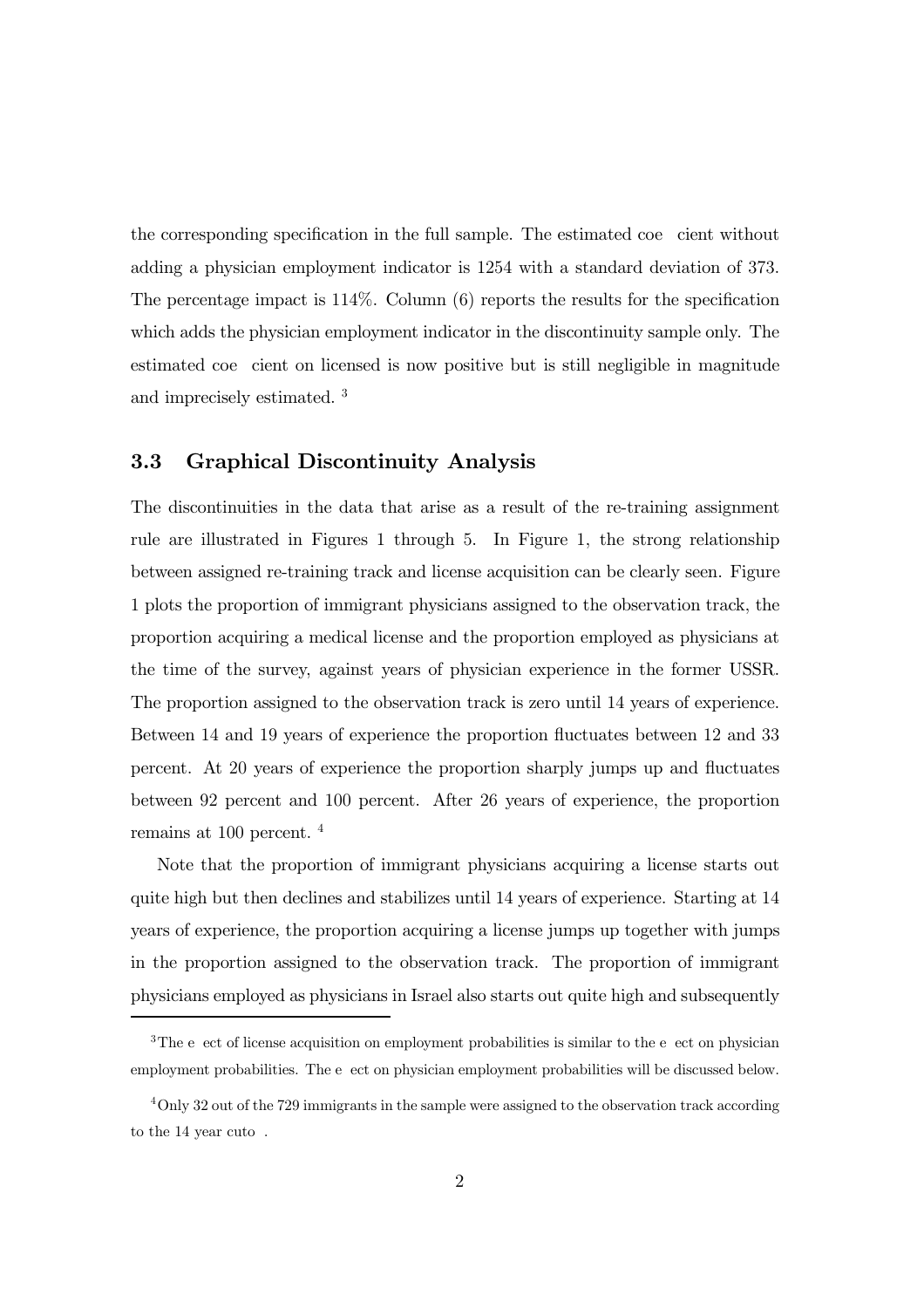the corresponding specification in the full sample. The estimated coe cient without adding a physician employment indicator is 1254 with a standard deviation of 373. The percentage impact is 114%. Column (6) reports the results for the specification which adds the physician employment indicator in the discontinuity sample only. The estimated coe cient on licensed is now positive but is still negligible in magnitude and imprecisely estimated. [3]

### 3.3 Graphical Discontinuity Analysis

The discontinuities in the data that arise as a result of the re-training assignment rule are illustrated in Figures 1 through 5. In Figure 1, the strong relationship between assigned re-training track and license acquisition can be clearly seen. Figure 1 plots the proportion of immigrant physicians assigned to the observation track, the proportion acquiring a medical license and the proportion employed as physicians at the time of the survey, against years of physician experience in the former USSR. The proportion assigned to the observation track is zero until 14 years of experience. Between 14 and 19 years of experience the proportion fluctuates between 12 and 33 percent. At 20 years of experience the proportion sharply jumps up and fluctuates between 92 percent and 100 percent. After 26 years of experience, the proportion remains at 100 percent. [4]

Note that the proportion of immigrant physicians acquiring a license starts out quite high but then declines and stabilizes until 14 years of experience. Starting at 14 years of experience, the proportion acquiring a license jumps up together with jumps in the proportion assigned to the observation track. The proportion of immigrant physicians employed as physicians in Israel also starts out quite high and subsequently

[3] The e ect of license acquisition on employment probabilities is similar to the e ect on physician employment probabilities. The e ect on physician employment probabilities will be discussed below.

[4] Only 32 out of the 729 immigrants in the sample were assigned to the observation track according to the 14 year cuto .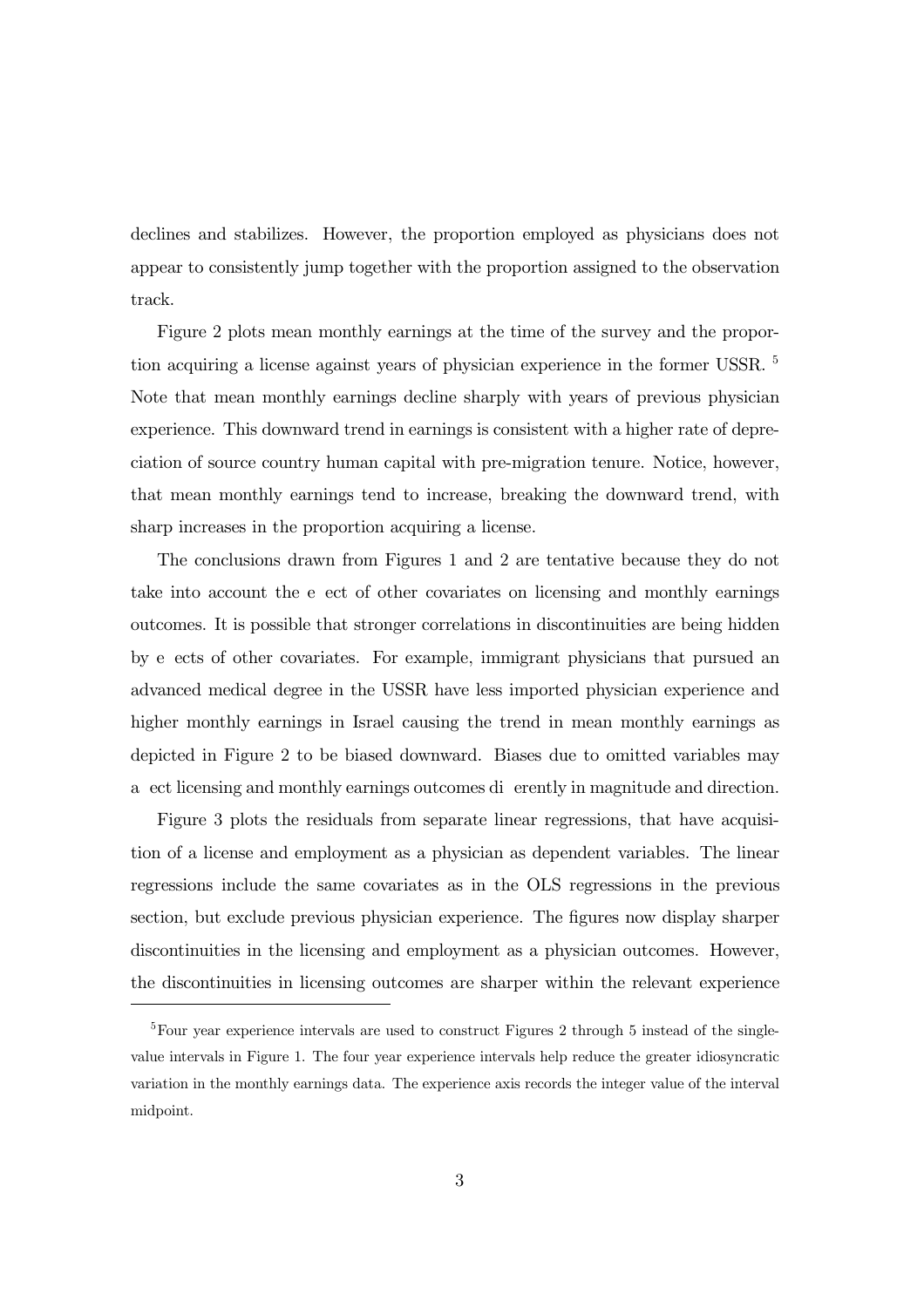declines and stabilizes. However, the proportion employed as physicians does not appear to consistently jump together with the proportion assigned to the observation track.

Figure 2 plots mean monthly earnings at the time of the survey and the proportion acquiring a license against years of physician experience in the former USSR. [5] Note that mean monthly earnings decline sharply with years of previous physician experience. This downward trend in earnings is consistent with a higher rate of depreciation of source country human capital with pre-migration tenure. Notice, however, that mean monthly earnings tend to increase, breaking the downward trend, with sharp increases in the proportion acquiring a license.

The conclusions drawn from Figures 1 and 2 are tentative because they do not take into account the e ect of other covariates on licensing and monthly earnings outcomes. It is possible that stronger correlations in discontinuities are being hidden by e ects of other covariates. For example, immigrant physicians that pursued an advanced medical degree in the USSR have less imported physician experience and higher monthly earnings in Israel causing the trend in mean monthly earnings as depicted in Figure 2 to be biased downward. Biases due to omitted variables may a ect licensing and monthly earnings outcomes di erently in magnitude and direction.

Figure 3 plots the residuals from separate linear regressions, that have acquisition of a license and employment as a physician as dependent variables. The linear regressions include the same covariates as in the OLS regressions in the previous section, but exclude previous physician experience. The figures now display sharper discontinuities in the licensing and employment as a physician outcomes. However, the discontinuities in licensing outcomes are sharper within the relevant experience

[5] Four year experience intervals are used to construct Figures 2 through 5 instead of the single-value intervals in Figure 1. The four year experience intervals help reduce the greater idiosyncratic variation in the monthly earnings data. The experience axis records the integer value of the interval midpoint.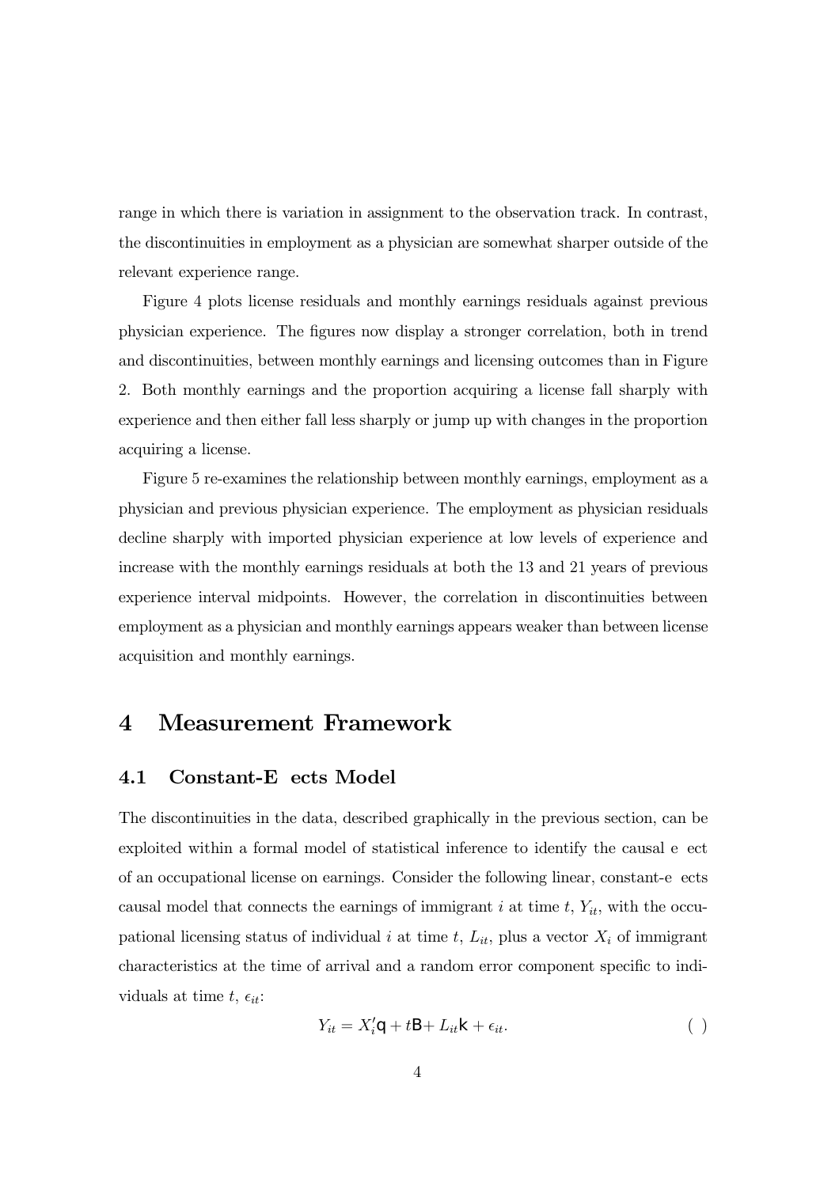range in which there is variation in assignment to the observation track. In contrast, the discontinuities in employment as a physician are somewhat sharper outside of the relevant experience range.

Figure 4 plots license residuals and monthly earnings residuals against previous physician experience. The figures now display a stronger correlation, both in trend and discontinuities, between monthly earnings and licensing outcomes than in Figure 2. Both monthly earnings and the proportion acquiring a license fall sharply with experience and then either fall less sharply or jump up with changes in the proportion acquiring a license.

Figure 5 re-examines the relationship between monthly earnings, employment as a physician and previous physician experience. The employment as physician residuals decline sharply with imported physician experience at low levels of experience and increase with the monthly earnings residuals at both the 13 and 21 years of previous experience interval midpoints. However, the correlation in discontinuities between employment as a physician and monthly earnings appears weaker than between license acquisition and monthly earnings.

# 4 Measurement Framework

## 4.1 Constant-E ects Model

The discontinuities in the data, described graphically in the previous section, can be exploited within a formal model of statistical inference to identify the causal e ect of an occupational license on earnings. Consider the following linear, constant-e ects causal model that connects the earnings of immigrant $i$ at time $t$, $Y_{it}$, with the occupational licensing status of individual $i$ at time $t$, $L_{it}$, plus a vector $X_i$ of immigrant characteristics at the time of arrival and a random error component specific to individuals at time $t$, $\epsilon_{it}$:

$$Y_{it} = X_i' \mathsf{q} + t\mathsf{B} + L_{it}\mathsf{k} + \epsilon_{it}. \qquad (\ )$$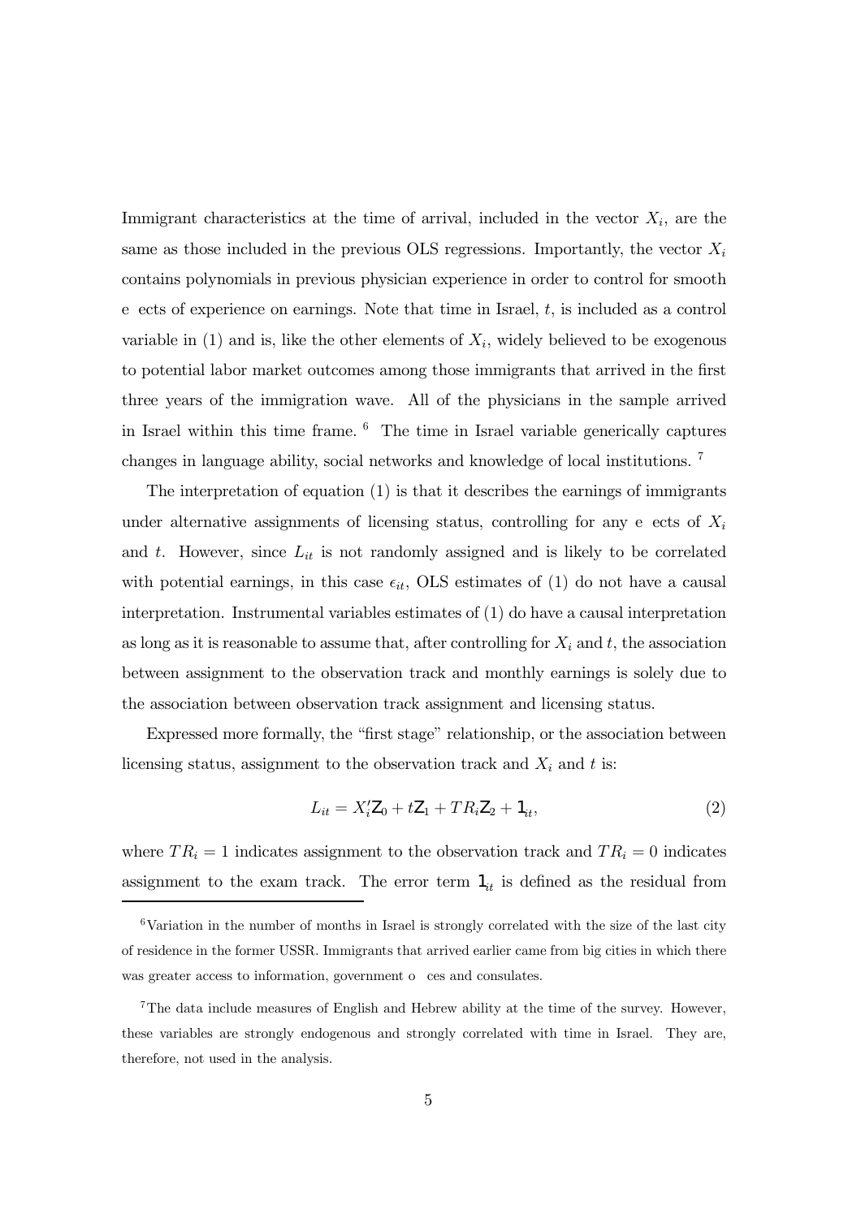Immigrant characteristics at the time of arrival, included in the vector $X_i$, are the same as those included in the previous OLS regressions. Importantly, the vector $X_i$ contains polynomials in previous physician experience in order to control for smooth effects of experience on earnings. Note that time in Israel, $t$, is included as a control variable in (1) and is, like the other elements of $X_i$, widely believed to be exogenous to potential labor market outcomes among those immigrants that arrived in the first three years of the immigration wave. All of the physicians in the sample arrived in Israel within this time frame. [6] The time in Israel variable generically captures changes in language ability, social networks and knowledge of local institutions. [7]

The interpretation of equation (1) is that it describes the earnings of immigrants under alternative assignments of licensing status, controlling for any effects of $X_i$ and $t$. However, since $L_{it}$ is not randomly assigned and is likely to be correlated with potential earnings, in this case $\epsilon_{it}$, OLS estimates of (1) do not have a causal interpretation. Instrumental variables estimates of (1) do have a causal interpretation as long as it is reasonable to assume that, after controlling for $X_i$ and $t$, the association between assignment to the observation track and monthly earnings is solely due to the association between observation track assignment and licensing status.

Expressed more formally, the "first stage" relationship, or the association between licensing status, assignment to the observation track and $X_i$ and $t$ is:

$$L_{it} = X_i'\zeta_0 + t\zeta_1 + TR_i\zeta_2 + \eta_{it}, \tag{2}$$

where $TR_i = 1$ indicates assignment to the observation track and $TR_i = 0$ indicates assignment to the exam track. The error term $\eta_{it}$ is defined as the residual from

[6] Variation in the number of months in Israel is strongly correlated with the size of the last city of residence in the former USSR. Immigrants that arrived earlier came from big cities in which there was greater access to information, government offices and consulates.

[7] The data include measures of English and Hebrew ability at the time of the survey. However, these variables are strongly endogenous and strongly correlated with time in Israel. They are, therefore, not used in the analysis.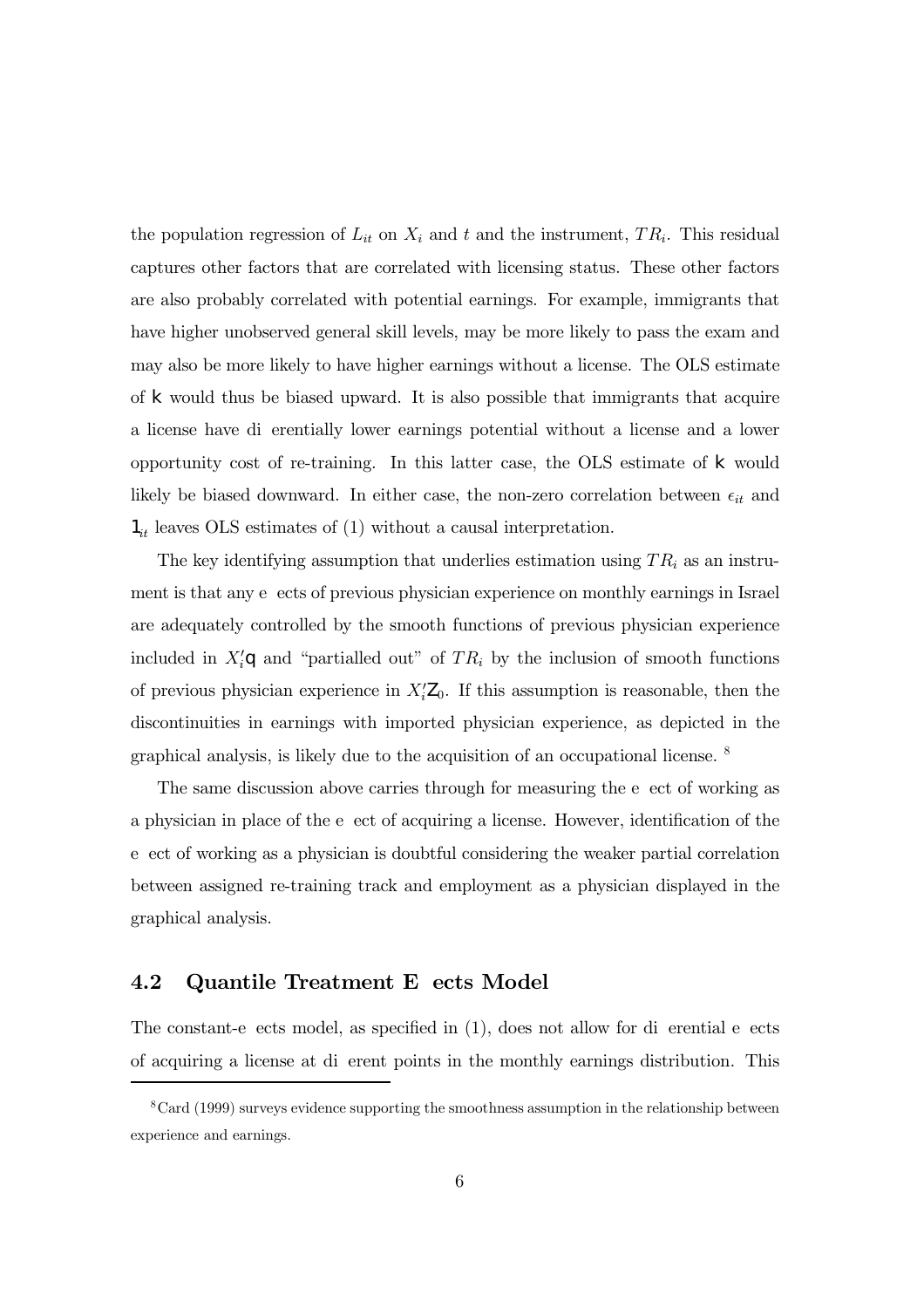the population regression of $L_{it}$ on $X_i$ and $t$ and the instrument, $TR_i$. This residual captures other factors that are correlated with licensing status. These other factors are also probably correlated with potential earnings. For example, immigrants that have higher unobserved general skill levels, may be more likely to pass the exam and may also be more likely to have higher earnings without a license. The OLS estimate of $\kappa$ would thus be biased upward. It is also possible that immigrants that acquire a license have differentially lower earnings potential without a license and a lower opportunity cost of re-training. In this latter case, the OLS estimate of $\kappa$ would likely be biased downward. In either case, the non-zero correlation between $\epsilon_{it}$ and $\eta_{it}$ leaves OLS estimates of (1) without a causal interpretation.

The key identifying assumption that underlies estimation using $TR_i$ as an instrument is that any effects of previous physician experience on monthly earnings in Israel are adequately controlled by the smooth functions of previous physician experience included in $X_i'\beta$ and "partialled out" of $TR_i$ by the inclusion of smooth functions of previous physician experience in $X_i'\zeta_0$. If this assumption is reasonable, then the discontinuities in earnings with imported physician experience, as depicted in the graphical analysis, is likely due to the acquisition of an occupational license. [8]

The same discussion above carries through for measuring the effect of working as a physician in place of the effect of acquiring a license. However, identification of the effect of working as a physician is doubtful considering the weaker partial correlation between assigned re-training track and employment as a physician displayed in the graphical analysis.

## 4.2 Quantile Treatment Effects Model

The constant-effects model, as specified in (1), does not allow for differential effects of acquiring a license at different points in the monthly earnings distribution. This

[8] Card (1999) surveys evidence supporting the smoothness assumption in the relationship between experience and earnings.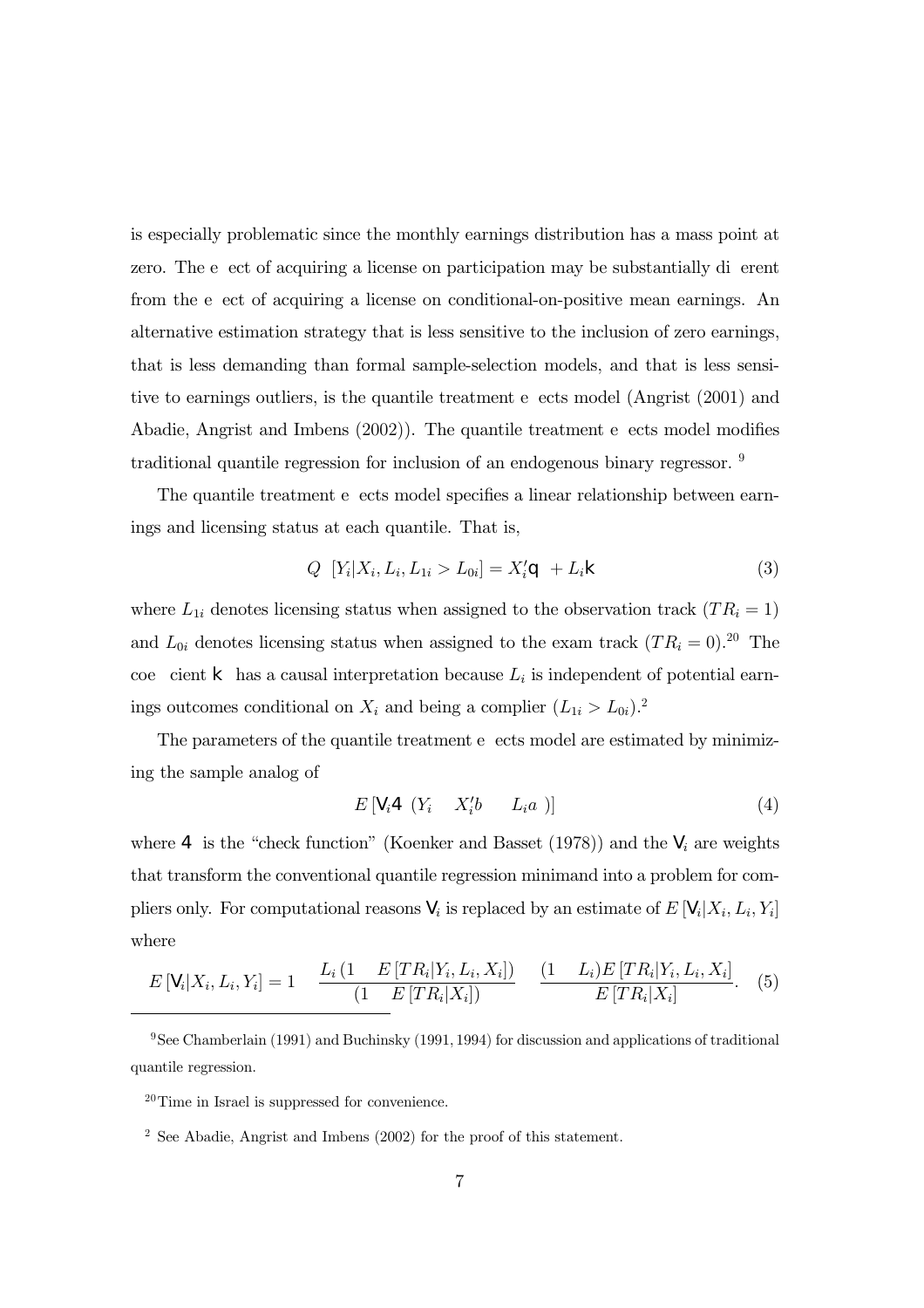is especially problematic since the monthly earnings distribution has a mass point at zero. The effect of acquiring a license on participation may be substantially different from the effect of acquiring a license on conditional-on-positive mean earnings. An alternative estimation strategy that is less sensitive to the inclusion of zero earnings, that is less demanding than formal sample-selection models, and that is less sensitive to earnings outliers, is the quantile treatment effects model (Angrist (2001) and Abadie, Angrist and Imbens (2002)). The quantile treatment effects model modifies traditional quantile regression for inclusion of an endogenous binary regressor. [9]

The quantile treatment effects model specifies a linear relationship between earnings and licensing status at each quantile. That is,

$$Q_{\theta}\left[Y_i|X_i, L_i, L_{1i} > L_{0i}\right] = X_i'\beta_{\theta} + L_i\kappa_{\theta} \tag{3}$$

where $L_{1i}$ denotes licensing status when assigned to the observation track ($TR_i = 1$) and $L_{0i}$ denotes licensing status when assigned to the exam track ($TR_i = 0$).[20] The coefficient $\kappa_{\theta}$ has a causal interpretation because $L_i$ is independent of potential earnings outcomes conditional on $X_i$ and being a complier ($L_{1i} > L_{0i}$).[2]

The parameters of the quantile treatment effects model are estimated by minimizing the sample analog of

$$E\left[\kappa_i \rho_{\theta}\left(Y_i - X_i'b - L_i a\right)\right] \tag{4}$$

where $\rho_{\theta}$ is the "check function" (Koenker and Basset (1978)) and the $\kappa_i$ are weights that transform the conventional quantile regression minimand into a problem for compliers only. For computational reasons $\kappa_i$ is replaced by an estimate of $E\left[\kappa_i|X_i, L_i, Y_i\right]$ where

$$E\left[\kappa_i|X_i, L_i, Y_i\right] = 1 - \frac{L_i\left(1 - E\left[TR_i|Y_i, L_i, X_i\right]\right)}{\left(1 - E\left[TR_i|X_i\right]\right)} - \frac{(1 - L_i)E\left[TR_i|Y_i, L_i, X_i\right]}{E\left[TR_i|X_i\right]}. \tag{5}$$

---

[9] See Chamberlain (1991) and Buchinsky (1991, 1994) for discussion and applications of traditional quantile regression.

[20] Time in Israel is suppressed for convenience.

[2] See Abadie, Angrist and Imbens (2002) for the proof of this statement.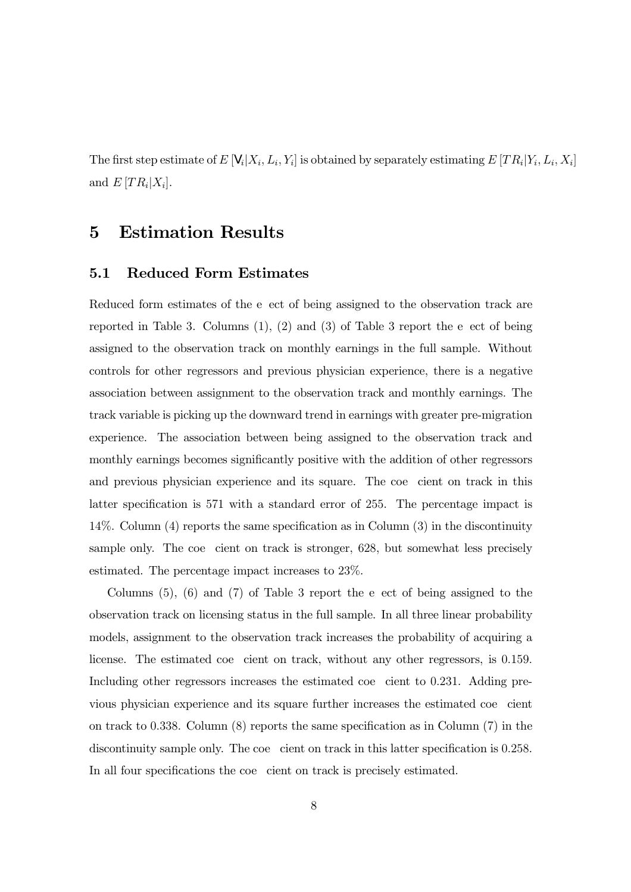The first step estimate of $E[V_i|X_i, L_i, Y_i]$ is obtained by separately estimating $E[TR_i|Y_i, L_i, X_i]$ and $E[TR_i|X_i]$.

# 5 Estimation Results

## 5.1 Reduced Form Estimates

Reduced form estimates of the effect of being assigned to the observation track are reported in Table 3. Columns (1), (2) and (3) of Table 3 report the effect of being assigned to the observation track on monthly earnings in the full sample. Without controls for other regressors and previous physician experience, there is a negative association between assignment to the observation track and monthly earnings. The track variable is picking up the downward trend in earnings with greater pre-migration experience. The association between being assigned to the observation track and monthly earnings becomes significantly positive with the addition of other regressors and previous physician experience and its square. The coefficient on track in this latter specification is 571 with a standard error of 255. The percentage impact is 14%. Column (4) reports the same specification as in Column (3) in the discontinuity sample only. The coefficient on track is stronger, 628, but somewhat less precisely estimated. The percentage impact increases to 23%.

Columns (5), (6) and (7) of Table 3 report the effect of being assigned to the observation track on licensing status in the full sample. In all three linear probability models, assignment to the observation track increases the probability of acquiring a license. The estimated coefficient on track, without any other regressors, is 0.159. Including other regressors increases the estimated coefficient to 0.231. Adding previous physician experience and its square further increases the estimated coefficient on track to 0.338. Column (8) reports the same specification as in Column (7) in the discontinuity sample only. The coefficient on track in this latter specification is 0.258. In all four specifications the coefficient on track is precisely estimated.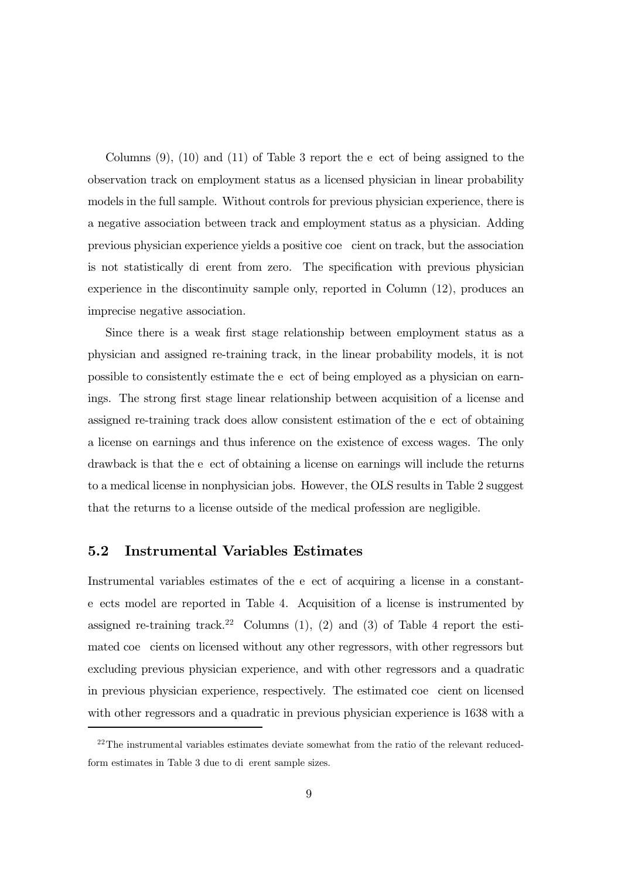Columns (9), (10) and (11) of Table 3 report the effect of being assigned to the observation track on employment status as a licensed physician in linear probability models in the full sample. Without controls for previous physician experience, there is a negative association between track and employment status as a physician. Adding previous physician experience yields a positive coefficient on track, but the association is not statistically different from zero. The specification with previous physician experience in the discontinuity sample only, reported in Column (12), produces an imprecise negative association.

Since there is a weak first stage relationship between employment status as a physician and assigned re-training track, in the linear probability models, it is not possible to consistently estimate the effect of being employed as a physician on earnings. The strong first stage linear relationship between acquisition of a license and assigned re-training track does allow consistent estimation of the effect of obtaining a license on earnings and thus inference on the existence of excess wages. The only drawback is that the effect of obtaining a license on earnings will include the returns to a medical license in nonphysician jobs. However, the OLS results in Table 2 suggest that the returns to a license outside of the medical profession are negligible.

## 5.2 Instrumental Variables Estimates

Instrumental variables estimates of the effect of acquiring a license in a constant-effects model are reported in Table 4. Acquisition of a license is instrumented by assigned re-training track.[22] Columns (1), (2) and (3) of Table 4 report the estimated coefficients on licensed without any other regressors, with other regressors but excluding previous physician experience, and with other regressors and a quadratic in previous physician experience, respectively. The estimated coefficient on licensed with other regressors and a quadratic in previous physician experience is 1638 with a

[22] The instrumental variables estimates deviate somewhat from the ratio of the relevant reduced-form estimates in Table 3 due to different sample sizes.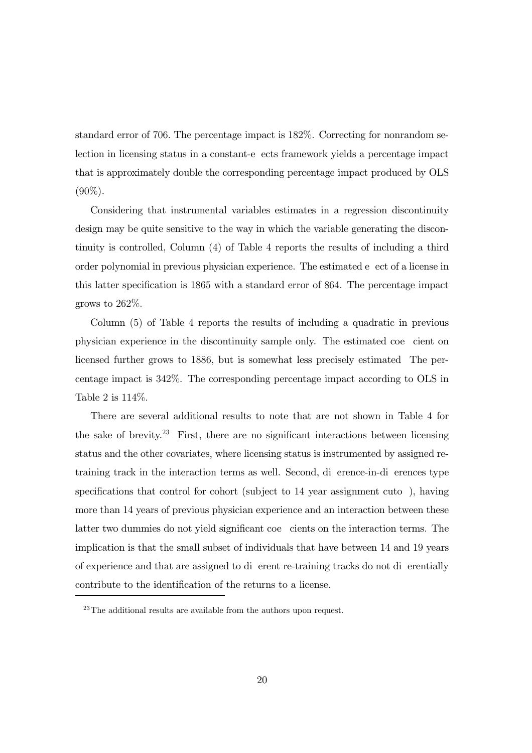standard error of 706. The percentage impact is 182%. Correcting for nonrandom selection in licensing status in a constant-effects framework yields a percentage impact that is approximately double the corresponding percentage impact produced by OLS (90%).

Considering that instrumental variables estimates in a regression discontinuity design may be quite sensitive to the way in which the variable generating the discontinuity is controlled, Column (4) of Table 4 reports the results of including a third order polynomial in previous physician experience. The estimated effect of a license in this latter specification is 1865 with a standard error of 864. The percentage impact grows to 262%.

Column (5) of Table 4 reports the results of including a quadratic in previous physician experience in the discontinuity sample only. The estimated coefficient on licensed further grows to 1886, but is somewhat less precisely estimated The percentage impact is 342%. The corresponding percentage impact according to OLS in Table 2 is 114%.

There are several additional results to note that are not shown in Table 4 for the sake of brevity.[23] First, there are no significant interactions between licensing status and the other covariates, where licensing status is instrumented by assigned re-training track in the interaction terms as well. Second, difference-in-differences type specifications that control for cohort (subject to 14 year assignment cutoff), having more than 14 years of previous physician experience and an interaction between these latter two dummies do not yield significant coefficients on the interaction terms. The implication is that the small subset of individuals that have between 14 and 19 years of experience and that are assigned to different re-training tracks do not differentially contribute to the identification of the returns to a license.

[23] The additional results are available from the authors upon request.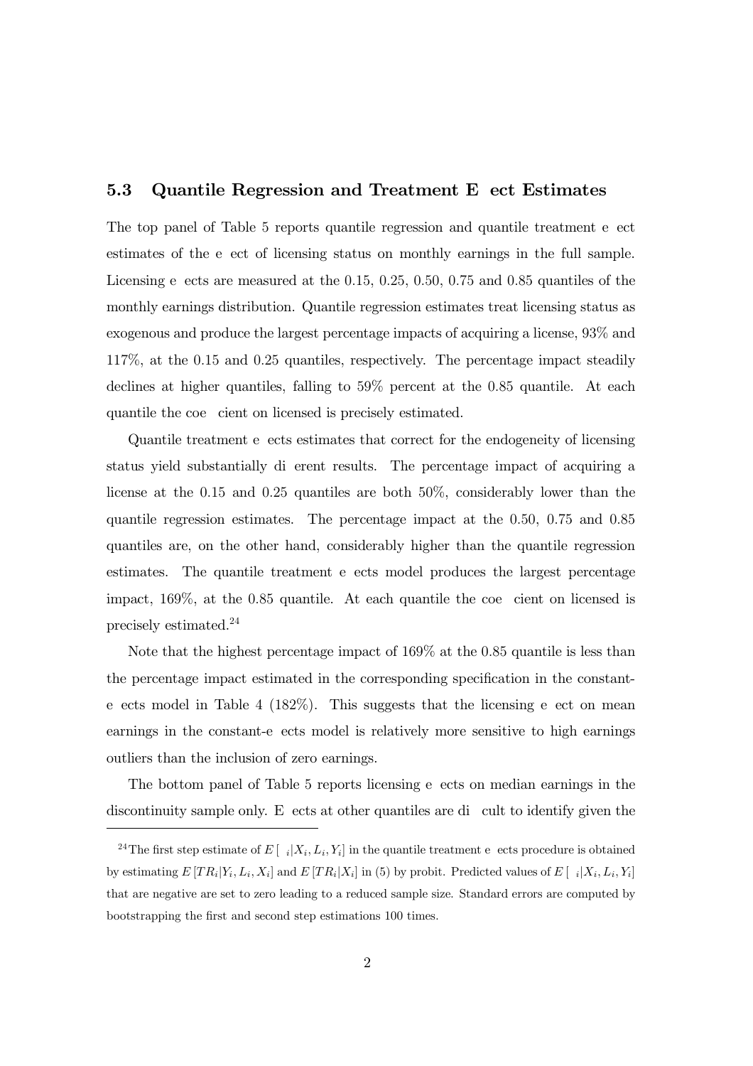### 5.3 Quantile Regression and Treatment Effect Estimates

The top panel of Table 5 reports quantile regression and quantile treatment effect estimates of the effect of licensing status on monthly earnings in the full sample. Licensing effects are measured at the 0.15, 0.25, 0.50, 0.75 and 0.85 quantiles of the monthly earnings distribution. Quantile regression estimates treat licensing status as exogenous and produce the largest percentage impacts of acquiring a license, 93% and 117%, at the 0.15 and 0.25 quantiles, respectively. The percentage impact steadily declines at higher quantiles, falling to 59% percent at the 0.85 quantile. At each quantile the coefficient on licensed is precisely estimated.

Quantile treatment effects estimates that correct for the endogeneity of licensing status yield substantially different results. The percentage impact of acquiring a license at the 0.15 and 0.25 quantiles are both 50%, considerably lower than the quantile regression estimates. The percentage impact at the 0.50, 0.75 and 0.85 quantiles are, on the other hand, considerably higher than the quantile regression estimates. The quantile treatment effects model produces the largest percentage impact, 169%, at the 0.85 quantile. At each quantile the coefficient on licensed is precisely estimated.[24]

Note that the highest percentage impact of 169% at the 0.85 quantile is less than the percentage impact estimated in the corresponding specification in the constant-effects model in Table 4 (182%). This suggests that the licensing effect on mean earnings in the constant-effects model is relatively more sensitive to high earnings outliers than the inclusion of zero earnings.

The bottom panel of Table 5 reports licensing effects on median earnings in the discontinuity sample only. Effects at other quantiles are difficult to identify given the

---

[24] The first step estimate of $E[\kappa_i|X_i, L_i, Y_i]$ in the quantile treatment effects procedure is obtained by estimating $E[TR_i|Y_i, L_i, X_i]$ and $E[TR_i|X_i]$ in (5) by probit. Predicted values of $E[\kappa_i|X_i, L_i, Y_i]$ that are negative are set to zero leading to a reduced sample size. Standard errors are computed by bootstrapping the first and second step estimations 100 times.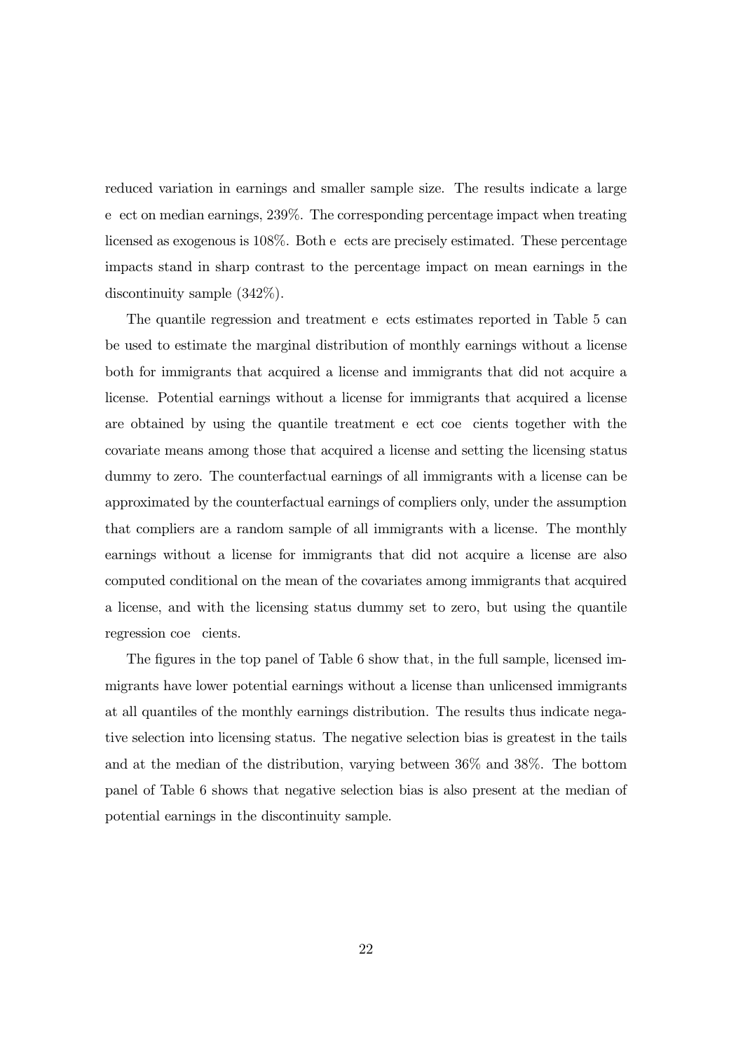reduced variation in earnings and smaller sample size. The results indicate a large e ect on median earnings, 239%. The corresponding percentage impact when treating licensed as exogenous is 108%. Both e ects are precisely estimated. These percentage impacts stand in sharp contrast to the percentage impact on mean earnings in the discontinuity sample (342%).

The quantile regression and treatment e ects estimates reported in Table 5 can be used to estimate the marginal distribution of monthly earnings without a license both for immigrants that acquired a license and immigrants that did not acquire a license. Potential earnings without a license for immigrants that acquired a license are obtained by using the quantile treatment e ect coe cients together with the covariate means among those that acquired a license and setting the licensing status dummy to zero. The counterfactual earnings of all immigrants with a license can be approximated by the counterfactual earnings of compliers only, under the assumption that compliers are a random sample of all immigrants with a license. The monthly earnings without a license for immigrants that did not acquire a license are also computed conditional on the mean of the covariates among immigrants that acquired a license, and with the licensing status dummy set to zero, but using the quantile regression coe cients.

The figures in the top panel of Table 6 show that, in the full sample, licensed immigrants have lower potential earnings without a license than unlicensed immigrants at all quantiles of the monthly earnings distribution. The results thus indicate negative selection into licensing status. The negative selection bias is greatest in the tails and at the median of the distribution, varying between 36% and 38%. The bottom panel of Table 6 shows that negative selection bias is also present at the median of potential earnings in the discontinuity sample.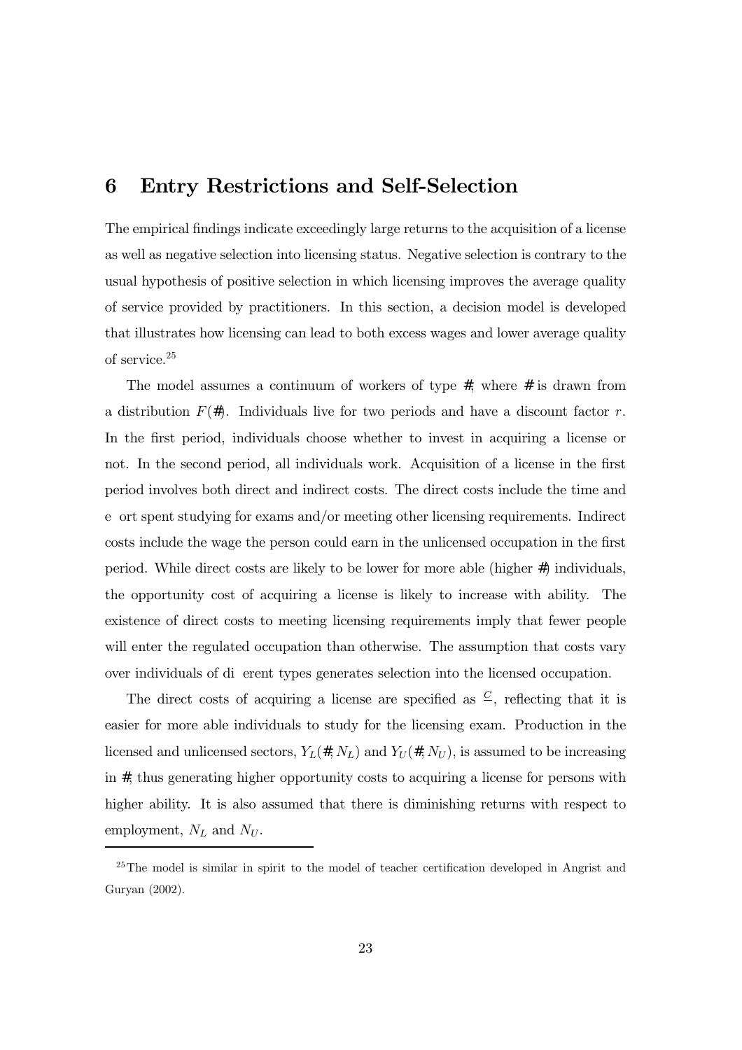# 6 Entry Restrictions and Self-Selection

The empirical findings indicate exceedingly large returns to the acquisition of a license as well as negative selection into licensing status. Negative selection is contrary to the usual hypothesis of positive selection in which licensing improves the average quality of service provided by practitioners. In this section, a decision model is developed that illustrates how licensing can lead to both excess wages and lower average quality of service.[25]

The model assumes a continuum of workers of type #, where # is drawn from a distribution $F(\#)$. Individuals live for two periods and have a discount factor $r$. In the first period, individuals choose whether to invest in acquiring a license or not. In the second period, all individuals work. Acquisition of a license in the first period involves both direct and indirect costs. The direct costs include the time and e ort spent studying for exams and/or meeting other licensing requirements. Indirect costs include the wage the person could earn in the unlicensed occupation in the first period. While direct costs are likely to be lower for more able (higher #) individuals, the opportunity cost of acquiring a license is likely to increase with ability. The existence of direct costs to meeting licensing requirements imply that fewer people will enter the regulated occupation than otherwise. The assumption that costs vary over individuals of di erent types generates selection into the licensed occupation.

The direct costs of acquiring a license are specified as $\frac{C}{\;}$, reflecting that it is easier for more able individuals to study for the licensing exam. Production in the licensed and unlicensed sectors, $Y_L(\#, N_L)$ and $Y_U(\#, N_U)$, is assumed to be increasing in #, thus generating higher opportunity costs to acquiring a license for persons with higher ability. It is also assumed that there is diminishing returns with respect to employment, $N_L$ and $N_U$.

[25] The model is similar in spirit to the model of teacher certification developed in Angrist and Guryan (2002).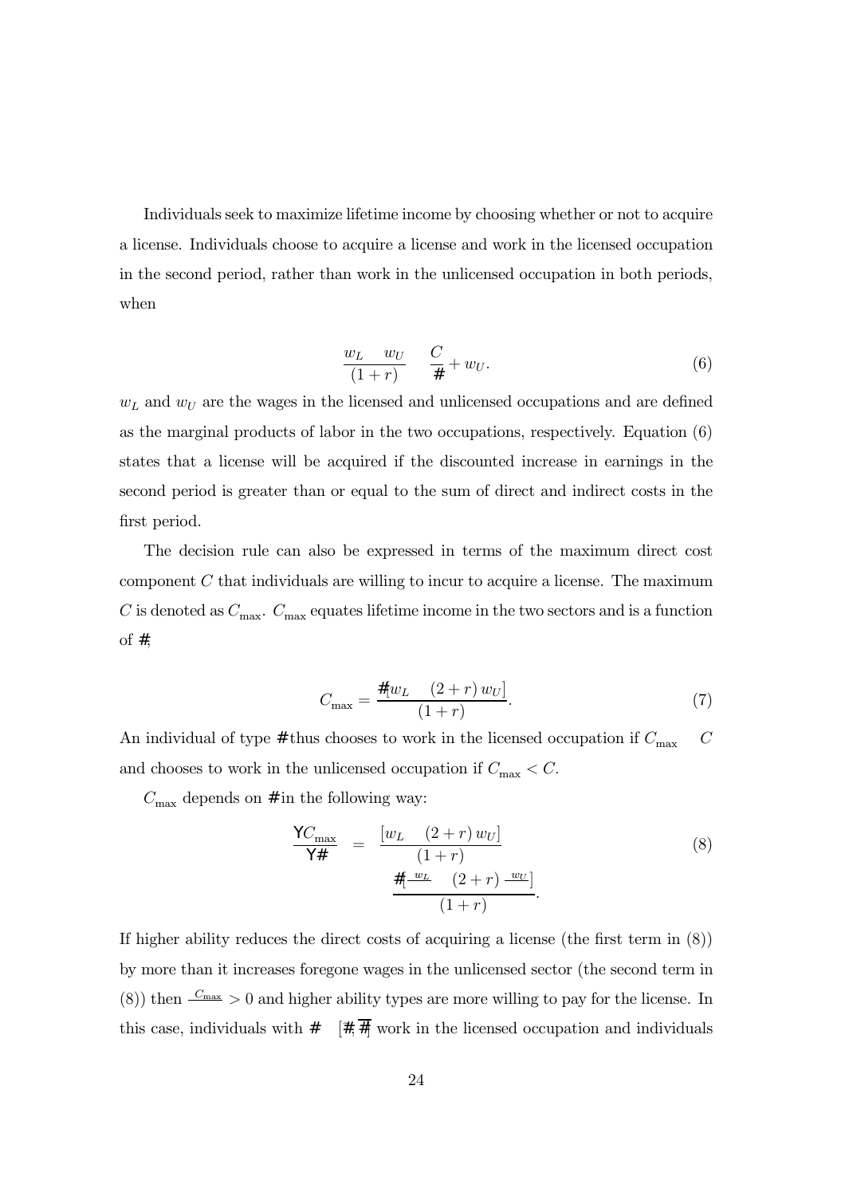Individuals seek to maximize lifetime income by choosing whether or not to acquire a license. Individuals choose to acquire a license and work in the licensed occupation in the second period, rather than work in the unlicensed occupation in both periods, when

$$\frac{w_L - w_U}{(1+r)} \geq \frac{C}{\theta} + w_U. \tag{6}$$

$w_L$ and $w_U$ are the wages in the licensed and unlicensed occupations and are defined as the marginal products of labor in the two occupations, respectively. Equation (6) states that a license will be acquired if the discounted increase in earnings in the second period is greater than or equal to the sum of direct and indirect costs in the first period.

The decision rule can also be expressed in terms of the maximum direct cost component $C$ that individuals are willing to incur to acquire a license. The maximum $C$ is denoted as $C_{\max}$. $C_{\max}$ equates lifetime income in the two sectors and is a function of $\theta$,

$$C_{\max} = \frac{\theta[w_L - (2+r)\,w_U]}{(1+r)}. \tag{7}$$

An individual of type $\theta$ thus chooses to work in the licensed occupation if $C_{\max} \geq C$ and chooses to work in the unlicensed occupation if $C_{\max} < C$.

$C_{\max}$ depends on $\theta$ in the following way:

$$\frac{\partial C_{\max}}{\partial \theta} = \frac{[w_L - (2+r)\,w_U]}{(1+r)} + \frac{\theta[\frac{\partial w_L}{\partial \theta} - (2+r)\frac{\partial w_U}{\partial \theta}]}{(1+r)}. \tag{8}$$

If higher ability reduces the direct costs of acquiring a license (the first term in (8)) by more than it increases foregone wages in the unlicensed sector (the second term in (8)) then $\frac{\partial C_{\max}}{\partial \theta} > 0$ and higher ability types are more willing to pay for the license. In this case, individuals with $\theta \in [\theta^*, \overline{\theta}]$ work in the licensed occupation and individuals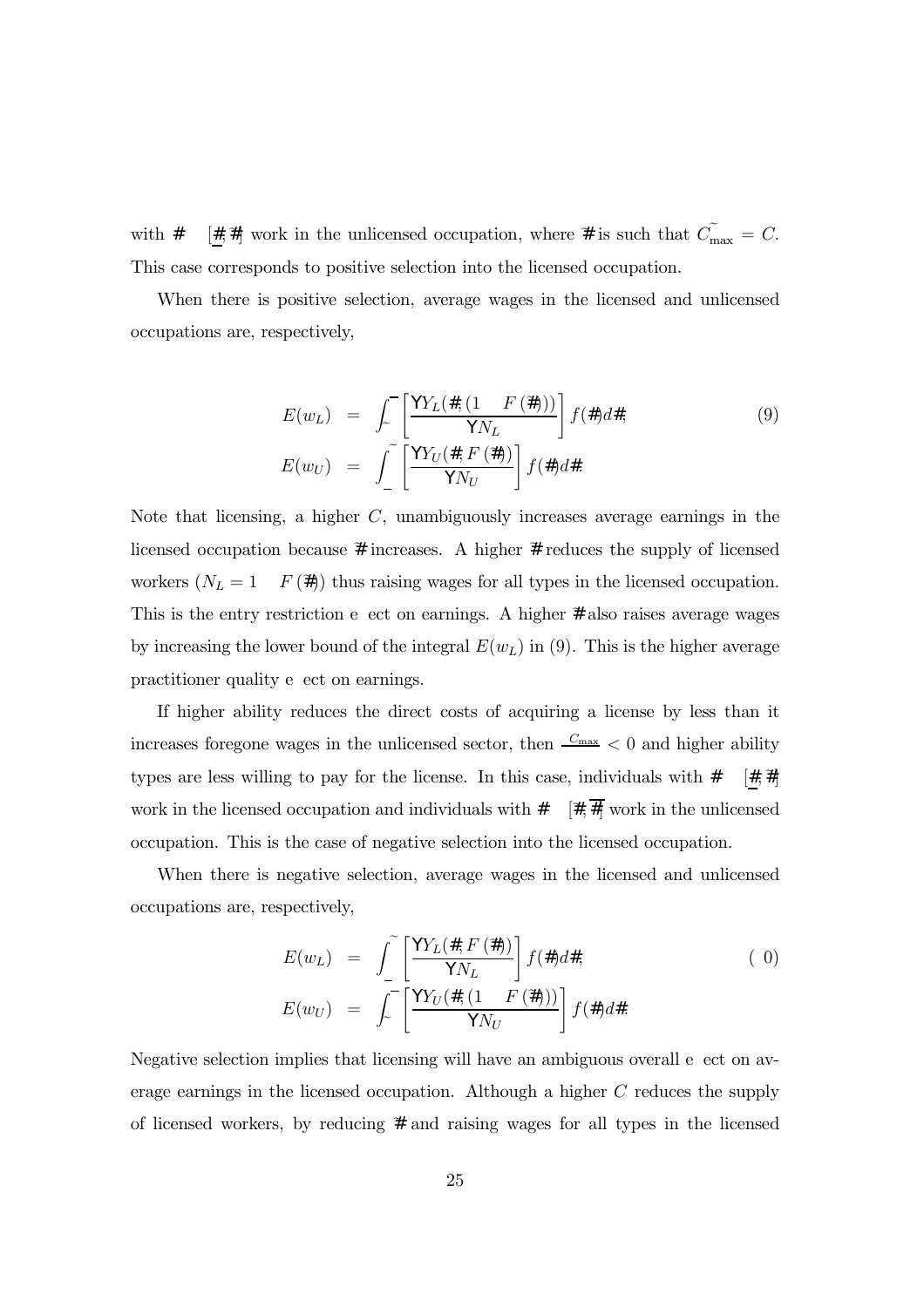with $\theta \in [\underline{\theta}, \tilde{\theta}]$ work in the unlicensed occupation, where $\tilde{\theta}$ is such that $\tilde{C}_{\max} = C$. This case corresponds to positive selection into the licensed occupation.

When there is positive selection, average wages in the licensed and unlicensed occupations are, respectively,

$$
\begin{aligned}
E(w_L) &= \int_{\tilde{\theta}}^{\overline{\theta}} \left[ \frac{\partial Y_L(\theta, (1 - F(\tilde{\theta})))}{\partial N_L} \right] f(\theta) d\theta, \\
E(w_U) &= \int_{\underline{\theta}}^{\tilde{\theta}} \left[ \frac{\partial Y_U(\theta, F(\tilde{\theta}))}{\partial N_U} \right] f(\theta) d\theta.
\end{aligned} \tag{9}
$$

Note that licensing, a higher $C$, unambiguously increases average earnings in the licensed occupation because $\tilde{\theta}$ increases. A higher $\tilde{\theta}$ reduces the supply of licensed workers ($N_L = 1 - F(\tilde{\theta})$) thus raising wages for all types in the licensed occupation. This is the entry restriction effect on earnings. A higher $\tilde{\theta}$ also raises average wages by increasing the lower bound of the integral $E(w_L)$ in (9). This is the higher average practitioner quality effect on earnings.

If higher ability reduces the direct costs of acquiring a license by less than it increases foregone wages in the unlicensed sector, then $\frac{\partial C_{\max}}{\partial \theta} < 0$ and higher ability types are less willing to pay for the license. In this case, individuals with $\theta \in [\underline{\theta}, \tilde{\theta}]$ work in the licensed occupation and individuals with $\theta \in [\tilde{\theta}, \overline{\theta}]$ work in the unlicensed occupation. This is the case of negative selection into the licensed occupation.

When there is negative selection, average wages in the licensed and unlicensed occupations are, respectively,

$$
\begin{aligned}
E(w_L) &= \int_{\underline{\theta}}^{\tilde{\theta}} \left[ \frac{\partial Y_L(\theta, F(\tilde{\theta}))}{\partial N_L} \right] f(\theta) d\theta, \\
E(w_U) &= \int_{\tilde{\theta}}^{\overline{\theta}} \left[ \frac{\partial Y_U(\theta, (1 - F(\tilde{\theta})))}{\partial N_U} \right] f(\theta) d\theta.
\end{aligned} \tag{10}
$$

Negative selection implies that licensing will have an ambiguous overall effect on average earnings in the licensed occupation. Although a higher $C$ reduces the supply of licensed workers, by reducing $\tilde{\theta}$ and raising wages for all types in the licensed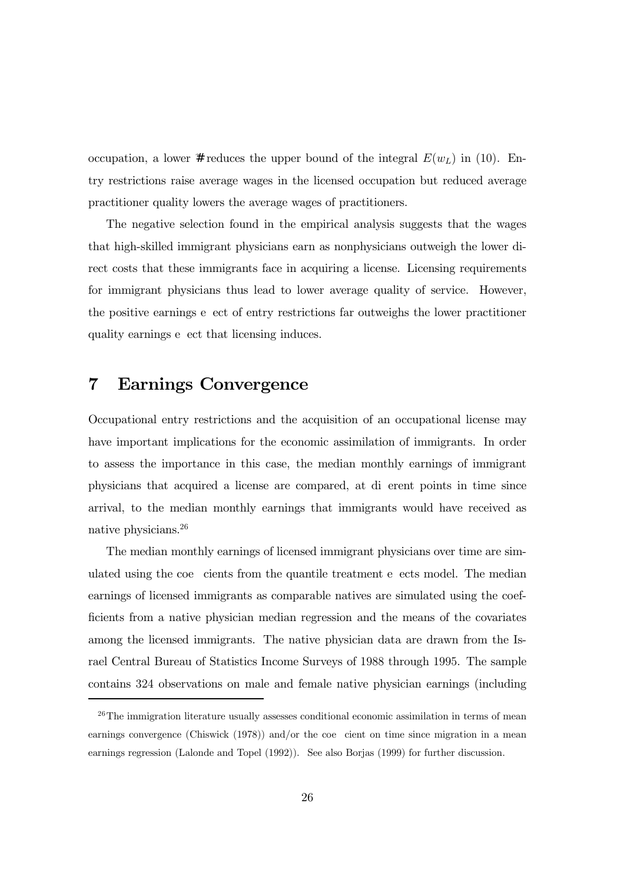occupation, a lower $\#$ reduces the upper bound of the integral $E(w_L)$ in (10). Entry restrictions raise average wages in the licensed occupation but reduced average practitioner quality lowers the average wages of practitioners.

The negative selection found in the empirical analysis suggests that the wages that high-skilled immigrant physicians earn as nonphysicians outweigh the lower direct costs that these immigrants face in acquiring a license. Licensing requirements for immigrant physicians thus lead to lower average quality of service. However, the positive earnings e ect of entry restrictions far outweighs the lower practitioner quality earnings e ect that licensing induces.

# 7 Earnings Convergence

Occupational entry restrictions and the acquisition of an occupational license may have important implications for the economic assimilation of immigrants. In order to assess the importance in this case, the median monthly earnings of immigrant physicians that acquired a license are compared, at di erent points in time since arrival, to the median monthly earnings that immigrants would have received as native physicians.[26]

The median monthly earnings of licensed immigrant physicians over time are simulated using the coe cients from the quantile treatment e ects model. The median earnings of licensed immigrants as comparable natives are simulated using the coefficients from a native physician median regression and the means of the covariates among the licensed immigrants. The native physician data are drawn from the Israel Central Bureau of Statistics Income Surveys of 1988 through 1995. The sample contains 324 observations on male and female native physician earnings (including

[26]The immigration literature usually assesses conditional economic assimilation in terms of mean earnings convergence (Chiswick (1978)) and/or the coe cient on time since migration in a mean earnings regression (Lalonde and Topel (1992)). See also Borjas (1999) for further discussion.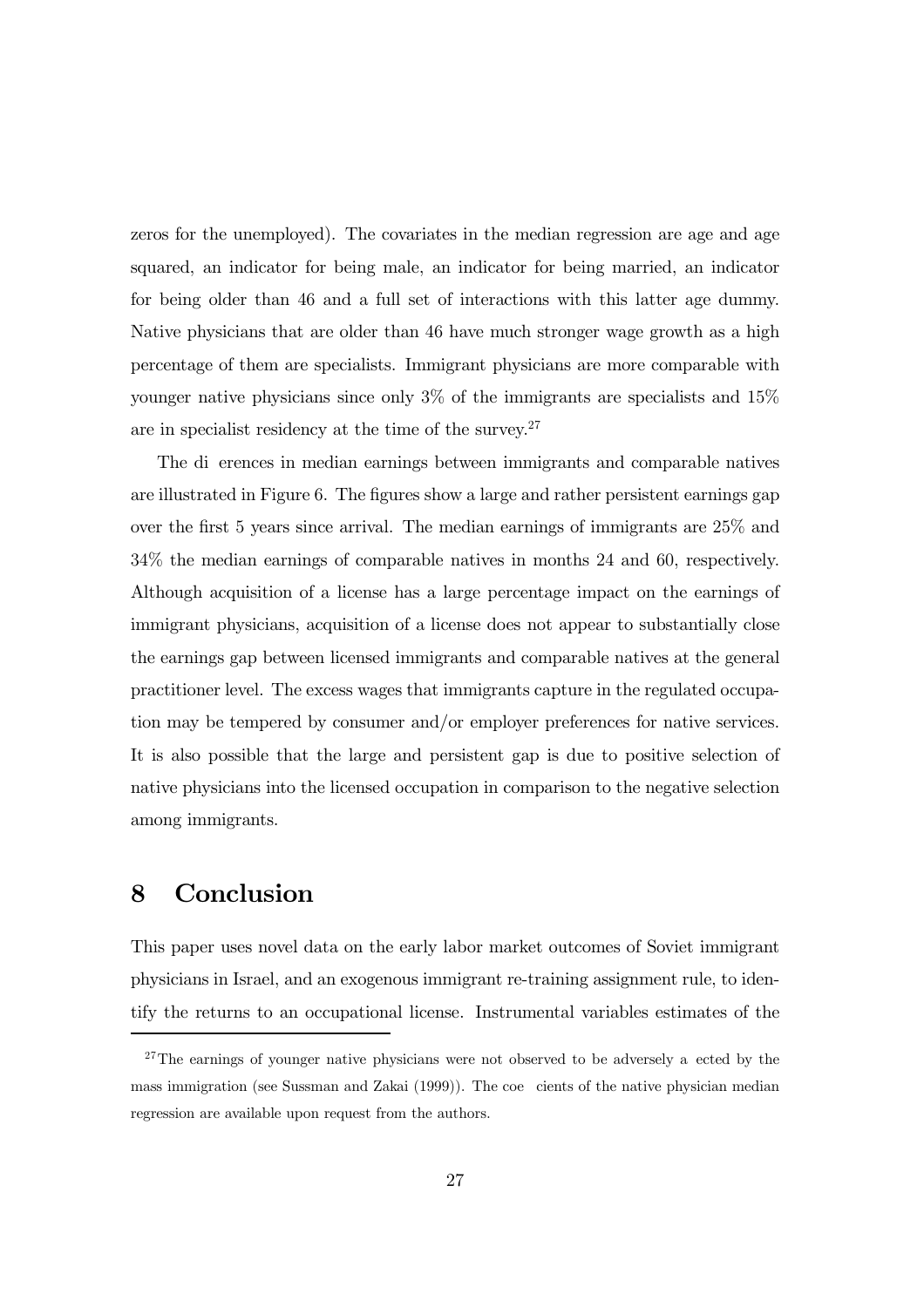zeros for the unemployed). The covariates in the median regression are age and age squared, an indicator for being male, an indicator for being married, an indicator for being older than 46 and a full set of interactions with this latter age dummy. Native physicians that are older than 46 have much stronger wage growth as a high percentage of them are specialists. Immigrant physicians are more comparable with younger native physicians since only 3% of the immigrants are specialists and 15% are in specialist residency at the time of the survey.[27]

The differences in median earnings between immigrants and comparable natives are illustrated in Figure 6. The figures show a large and rather persistent earnings gap over the first 5 years since arrival. The median earnings of immigrants are 25% and 34% the median earnings of comparable natives in months 24 and 60, respectively. Although acquisition of a license has a large percentage impact on the earnings of immigrant physicians, acquisition of a license does not appear to substantially close the earnings gap between licensed immigrants and comparable natives at the general practitioner level. The excess wages that immigrants capture in the regulated occupation may be tempered by consumer and/or employer preferences for native services. It is also possible that the large and persistent gap is due to positive selection of native physicians into the licensed occupation in comparison to the negative selection among immigrants.

## 8 Conclusion

This paper uses novel data on the early labor market outcomes of Soviet immigrant physicians in Israel, and an exogenous immigrant re-training assignment rule, to identify the returns to an occupational license. Instrumental variables estimates of the

[27] The earnings of younger native physicians were not observed to be adversely affected by the mass immigration (see Sussman and Zakai (1999)). The coefficients of the native physician median regression are available upon request from the authors.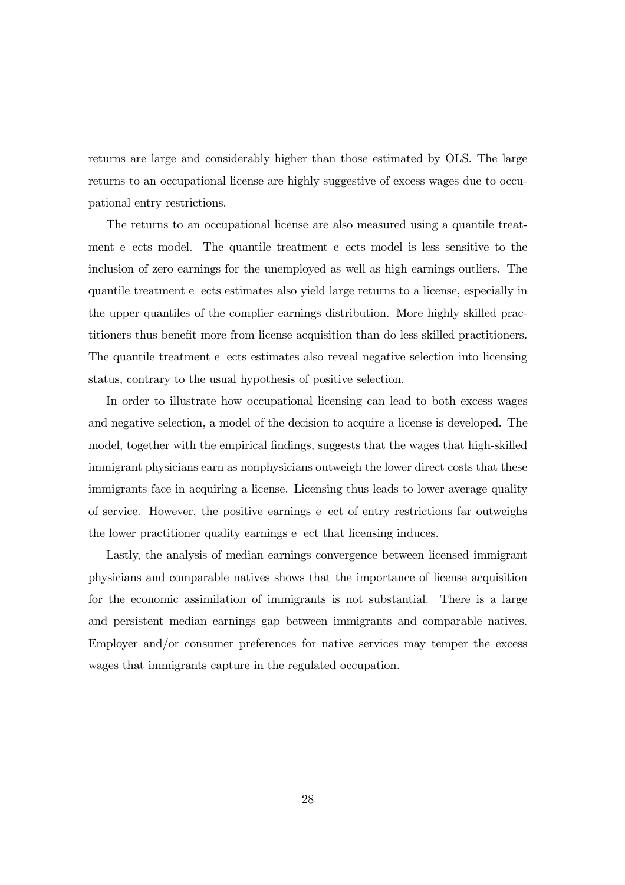returns are large and considerably higher than those estimated by OLS. The large returns to an occupational license are highly suggestive of excess wages due to occupational entry restrictions.

The returns to an occupational license are also measured using a quantile treatment e ects model. The quantile treatment e ects model is less sensitive to the inclusion of zero earnings for the unemployed as well as high earnings outliers. The quantile treatment e ects estimates also yield large returns to a license, especially in the upper quantiles of the complier earnings distribution. More highly skilled practitioners thus benefit more from license acquisition than do less skilled practitioners. The quantile treatment e ects estimates also reveal negative selection into licensing status, contrary to the usual hypothesis of positive selection.

In order to illustrate how occupational licensing can lead to both excess wages and negative selection, a model of the decision to acquire a license is developed. The model, together with the empirical findings, suggests that the wages that high-skilled immigrant physicians earn as nonphysicians outweigh the lower direct costs that these immigrants face in acquiring a license. Licensing thus leads to lower average quality of service. However, the positive earnings e ect of entry restrictions far outweighs the lower practitioner quality earnings e ect that licensing induces.

Lastly, the analysis of median earnings convergence between licensed immigrant physicians and comparable natives shows that the importance of license acquisition for the economic assimilation of immigrants is not substantial. There is a large and persistent median earnings gap between immigrants and comparable natives. Employer and/or consumer preferences for native services may temper the excess wages that immigrants capture in the regulated occupation.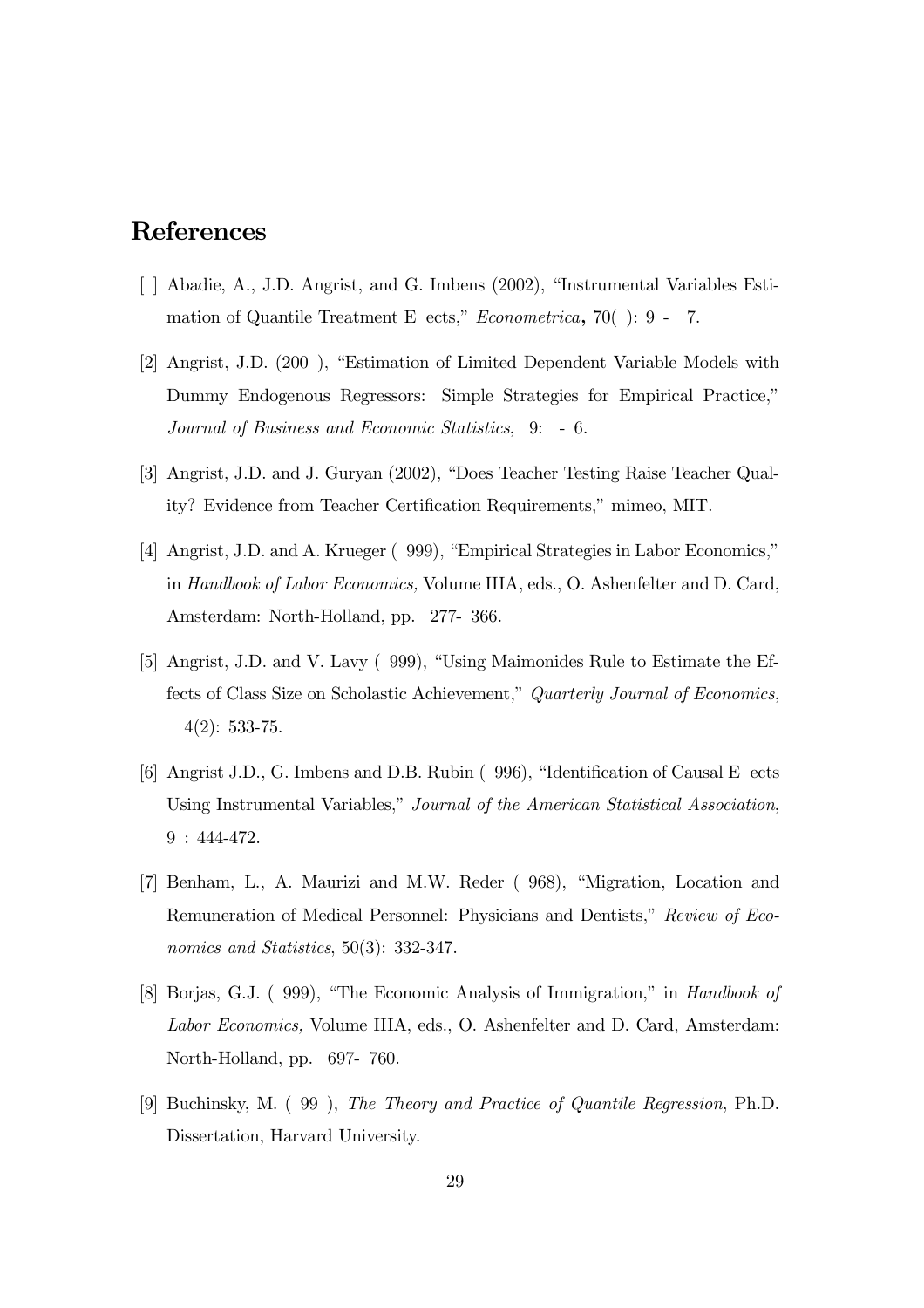# References

[ ] Abadie, A., J.D. Angrist, and G. Imbens (2002), "Instrumental Variables Estimation of Quantile Treatment E ects," *Econometrica*, 70( ): 9 - 7.

[2] Angrist, J.D. (200 ), "Estimation of Limited Dependent Variable Models with Dummy Endogenous Regressors: Simple Strategies for Empirical Practice," *Journal of Business and Economic Statistics*, 9: - 6.

[3] Angrist, J.D. and J. Guryan (2002), "Does Teacher Testing Raise Teacher Quality? Evidence from Teacher Certification Requirements," mimeo, MIT.

[4] Angrist, J.D. and A. Krueger ( 999), "Empirical Strategies in Labor Economics," in *Handbook of Labor Economics,* Volume IIIA, eds., O. Ashenfelter and D. Card, Amsterdam: North-Holland, pp. 277- 366.

[5] Angrist, J.D. and V. Lavy ( 999), "Using Maimonides Rule to Estimate the Effects of Class Size on Scholastic Achievement," *Quarterly Journal of Economics*, 4(2): 533-75.

[6] Angrist J.D., G. Imbens and D.B. Rubin ( 996), "Identification of Causal E ects Using Instrumental Variables," *Journal of the American Statistical Association*, 9 : 444-472.

[7] Benham, L., A. Maurizi and M.W. Reder ( 968), "Migration, Location and Remuneration of Medical Personnel: Physicians and Dentists," *Review of Economics and Statistics*, 50(3): 332-347.

[8] Borjas, G.J. ( 999), "The Economic Analysis of Immigration," in *Handbook of Labor Economics,* Volume IIIA, eds., O. Ashenfelter and D. Card, Amsterdam: North-Holland, pp. 697- 760.

[9] Buchinsky, M. ( 99 ), *The Theory and Practice of Quantile Regression*, Ph.D. Dissertation, Harvard University.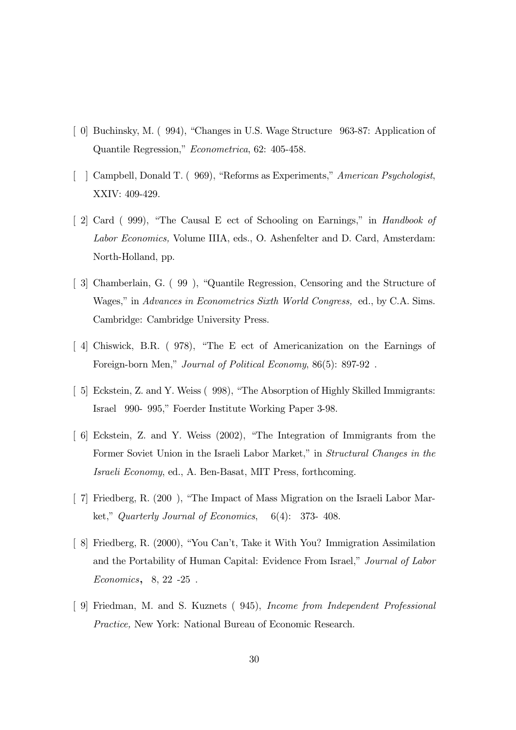[ 0] Buchinsky, M. ( 994), "Changes in U.S. Wage Structure 963-87: Application of Quantile Regression," *Econometrica*, 62: 405-458.

[ ] Campbell, Donald T. ( 969), "Reforms as Experiments," *American Psychologist*, XXIV: 409-429.

[ 2] Card ( 999), "The Causal E ect of Schooling on Earnings," in *Handbook of Labor Economics,* Volume IIIA, eds., O. Ashenfelter and D. Card, Amsterdam: North-Holland, pp.

[ 3] Chamberlain, G. ( 99 ), "Quantile Regression, Censoring and the Structure of Wages," in *Advances in Econometrics Sixth World Congress,* ed., by C.A. Sims. Cambridge: Cambridge University Press.

[ 4] Chiswick, B.R. ( 978), "The E ect of Americanization on the Earnings of Foreign-born Men," *Journal of Political Economy*, 86(5): 897-92 .

[ 5] Eckstein, Z. and Y. Weiss ( 998), "The Absorption of Highly Skilled Immigrants: Israel 990- 995," Foerder Institute Working Paper 3-98.

[ 6] Eckstein, Z. and Y. Weiss (2002), "The Integration of Immigrants from the Former Soviet Union in the Israeli Labor Market," in *Structural Changes in the Israeli Economy*, ed., A. Ben-Basat, MIT Press, forthcoming.

[ 7] Friedberg, R. (200 ), "The Impact of Mass Migration on the Israeli Labor Market," *Quarterly Journal of Economics*, 6(4): 373- 408.

[ 8] Friedberg, R. (2000), "You Can't, Take it With You? Immigration Assimilation and the Portability of Human Capital: Evidence From Israel," *Journal of Labor Economics*, 8, 22 -25 .

[ 9] Friedman, M. and S. Kuznets ( 945), *Income from Independent Professional Practice,* New York: National Bureau of Economic Research.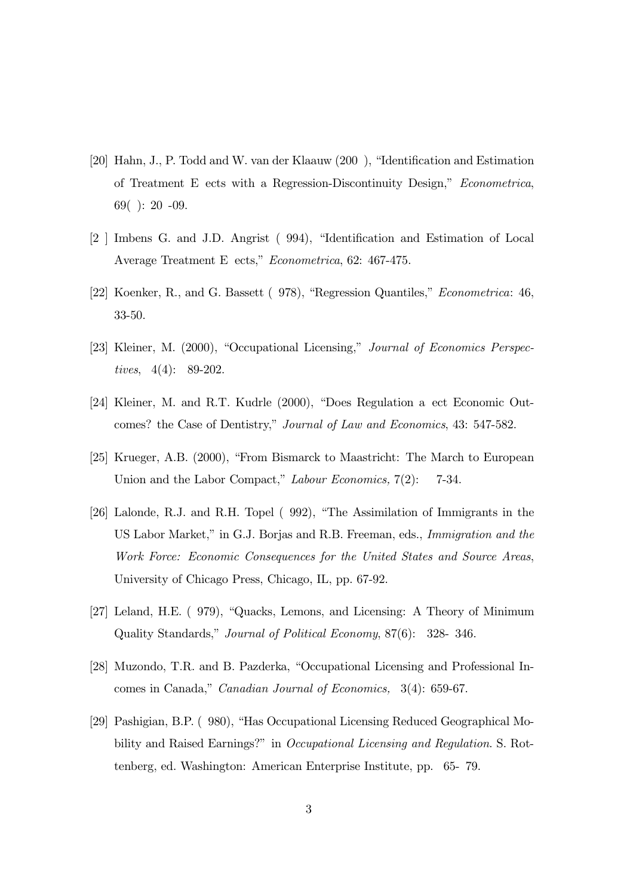[20] Hahn, J., P. Todd and W. van der Klaauw (200 ), "Identification and Estimation of Treatment E ects with a Regression-Discontinuity Design," *Econometrica*, 69( ): 20 -09.

[2 ] Imbens G. and J.D. Angrist ( 994), "Identification and Estimation of Local Average Treatment E ects," *Econometrica*, 62: 467-475.

[22] Koenker, R., and G. Bassett ( 978), "Regression Quantiles," *Econometrica*: 46, 33-50.

[23] Kleiner, M. (2000), "Occupational Licensing," *Journal of Economics Perspectives*, 4(4): 89-202.

[24] Kleiner, M. and R.T. Kudrle (2000), "Does Regulation a ect Economic Outcomes? the Case of Dentistry," *Journal of Law and Economics*, 43: 547-582.

[25] Krueger, A.B. (2000), "From Bismarck to Maastricht: The March to European Union and the Labor Compact," *Labour Economics,* 7(2): 7-34.

[26] Lalonde, R.J. and R.H. Topel ( 992), "The Assimilation of Immigrants in the US Labor Market," in G.J. Borjas and R.B. Freeman, eds., *Immigration and the Work Force: Economic Consequences for the United States and Source Areas*, University of Chicago Press, Chicago, IL, pp. 67-92.

[27] Leland, H.E. ( 979), "Quacks, Lemons, and Licensing: A Theory of Minimum Quality Standards," *Journal of Political Economy*, 87(6): 328- 346.

[28] Muzondo, T.R. and B. Pazderka, "Occupational Licensing and Professional Incomes in Canada," *Canadian Journal of Economics,* 3(4): 659-67.

[29] Pashigian, B.P. ( 980), "Has Occupational Licensing Reduced Geographical Mobility and Raised Earnings?" in *Occupational Licensing and Regulation*. S. Rottenberg, ed. Washington: American Enterprise Institute, pp. 65- 79.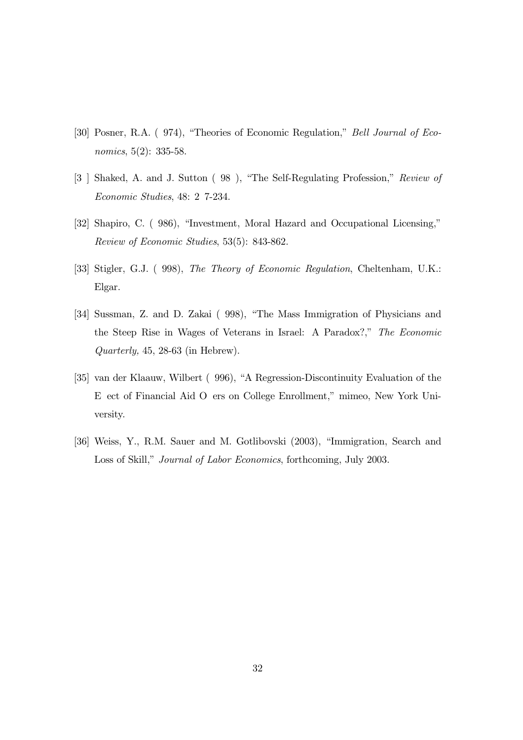[30] Posner, R.A. ( 974), "Theories of Economic Regulation," *Bell Journal of Economics*, 5(2): 335-58.

[3 ] Shaked, A. and J. Sutton ( 98 ), "The Self-Regulating Profession," *Review of Economic Studies*, 48: 2 7-234.

[32] Shapiro, C. ( 986), "Investment, Moral Hazard and Occupational Licensing," *Review of Economic Studies*, 53(5): 843-862.

[33] Stigler, G.J. ( 998), *The Theory of Economic Regulation*, Cheltenham, U.K.: Elgar.

[34] Sussman, Z. and D. Zakai ( 998), "The Mass Immigration of Physicians and the Steep Rise in Wages of Veterans in Israel: A Paradox?," *The Economic Quarterly,* 45, 28-63 (in Hebrew).

[35] van der Klaauw, Wilbert ( 996), "A Regression-Discontinuity Evaluation of the E ect of Financial Aid O ers on College Enrollment," mimeo, New York University.

[36] Weiss, Y., R.M. Sauer and M. Gotlibovski (2003), "Immigration, Search and Loss of Skill," *Journal of Labor Economics*, forthcoming, July 2003.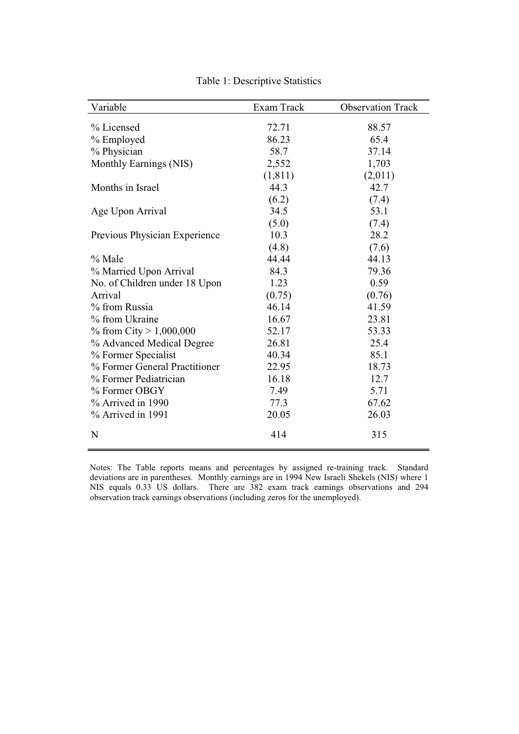Table 1: Descriptive Statistics

| Variable | Exam Track | Observation Track |
|---|---|---|
| % Licensed | 72.71 | 88.57 |
| % Employed | 86.23 | 65.4 |
| % Physician | 58.7 | 37.14 |
| Monthly Earnings (NIS) | 2,552 | 1,703 |
| | (1,811) | (2,011) |
| Months in Israel | 44.3 | 42.7 |
| | (6.2) | (7.4) |
| Age Upon Arrival | 34.5 | 53.1 |
| | (5.0) | (7.4) |
| Previous Physician Experience | 10.3 | 28.2 |
| | (4.8) | (7.6) |
| % Male | 44.44 | 44.13 |
| % Married Upon Arrival | 84.3 | 79.36 |
| No. of Children under 18 Upon Arrival | 1.23 | 0.59 |
| | (0.75) | (0.76) |
| % from Russia | 46.14 | 41.59 |
| % from Ukraine | 16.67 | 23.81 |
| % from City > 1,000,000 | 52.17 | 53.33 |
| % Advanced Medical Degree | 26.81 | 25.4 |
| % Former Specialist | 40.34 | 85.1 |
| % Former General Practitioner | 22.95 | 18.73 |
| % Former Pediatrician | 16.18 | 12.7 |
| % Former OBGY | 7.49 | 5.71 |
| % Arrived in 1990 | 77.3 | 67.62 |
| % Arrived in 1991 | 20.05 | 26.03 |
| N | 414 | 315 |

Notes: The Table reports means and percentages by assigned re-training track. Standard deviations are in parentheses. Monthly earnings are in 1994 New Israeli Shekels (NIS) where 1 NIS equals 0.33 US dollars. There are 382 exam track earnings observations and 294 observation track earnings observations (including zeros for the unemployed).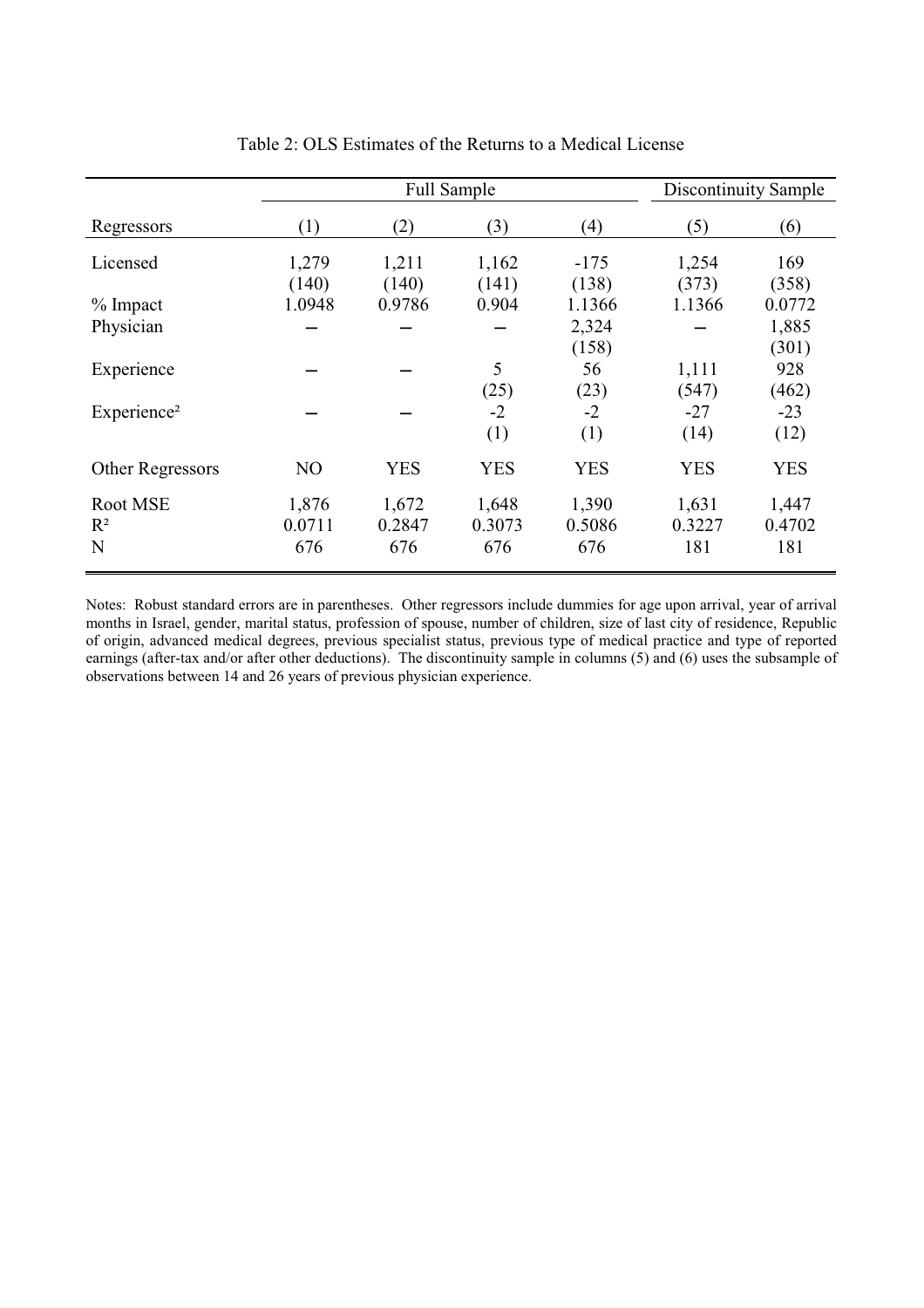Table 2: OLS Estimates of the Returns to a Medical License

| | Full Sample | | | | Discontinuity Sample | |
|---|---|---|---|---|---|---|
| Regressors | (1) | (2) | (3) | (4) | (5) | (6) |
| Licensed | 1,279 | 1,211 | 1,162 | -175 | 1,254 | 169 |
| | (140) | (140) | (141) | (138) | (373) | (358) |
| % Impact | 1.0948 | 0.9786 | 0.904 | 1.1366 | 1.1366 | 0.0772 |
| Physician | – | – | – | 2,324 | – | 1,885 |
| | | | | (158) | | (301) |
| Experience | – | – | 5 | 56 | 1,111 | 928 |
| | | | (25) | (23) | (547) | (462) |
| Experience² | – | – | -2 | -2 | -27 | -23 |
| | | | (1) | (1) | (14) | (12) |
| Other Regressors | NO | YES | YES | YES | YES | YES |
| Root MSE | 1,876 | 1,672 | 1,648 | 1,390 | 1,631 | 1,447 |
| $R^2$ | 0.0711 | 0.2847 | 0.3073 | 0.5086 | 0.3227 | 0.4702 |
| N | 676 | 676 | 676 | 676 | 181 | 181 |

Notes: Robust standard errors are in parentheses. Other regressors include dummies for age upon arrival, year of arrival months in Israel, gender, marital status, profession of spouse, number of children, size of last city of residence, Republic of origin, advanced medical degrees, previous specialist status, previous type of medical practice and type of reported earnings (after-tax and/or after other deductions). The discontinuity sample in columns (5) and (6) uses the subsample of observations between 14 and 26 years of previous physician experience.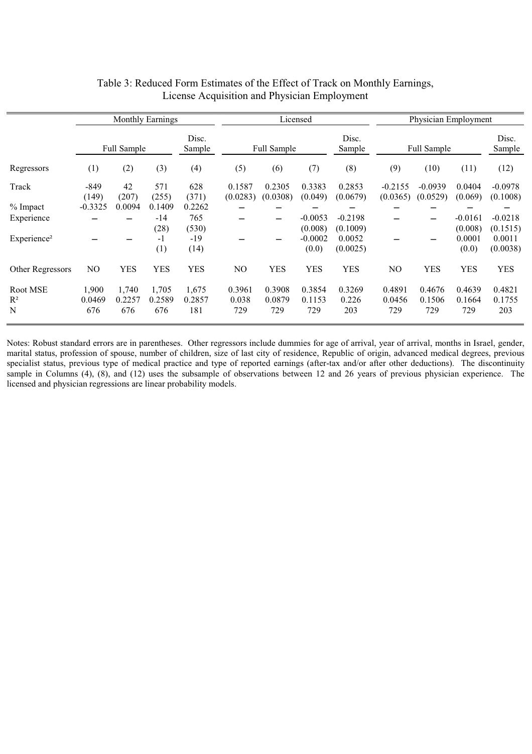## Table 3: Reduced Form Estimates of the Effect of Track on Monthly Earnings, License Acquisition and Physician Employment

| | Monthly Earnings | | | | Licensed | | | | Physician Employment | | | |
|---|---|---|---|---|---|---|---|---|---|---|---|---|
| | Full Sample | | | Disc. Sample | Full Sample | | | Disc. Sample | Full Sample | | | Disc. Sample |
| Regressors | (1) | (2) | (3) | (4) | (5) | (6) | (7) | (8) | (9) | (10) | (11) | (12) |
| Track | -849 | 42 | 571 | 628 | 0.1587 | 0.2305 | 0.3383 | 0.2853 | -0.2155 | -0.0939 | 0.0404 | -0.0978 |
| | (149) | (207) | (255) | (371) | (0.0283) | (0.0308) | (0.049) | (0.0679) | (0.0365) | (0.0529) | (0.069) | (0.1008) |
| % Impact | -0.3325 | 0.0094 | 0.1409 | 0.2262 | – | – | – | – | – | – | – | – |
| Experience | – | – | -14 | 765 | – | – | -0.0053 | -0.2198 | – | – | -0.0161 | -0.0218 |
| | | | (28) | (530) | | | (0.008) | (0.1009) | | | (0.008) | (0.1515) |
| Experience² | – | – | -1 | -19 | – | – | -0.0002 | 0.0052 | – | – | 0.0001 | 0.0011 |
| | | | (1) | (14) | | | (0.0) | (0.0025) | | | (0.0) | (0.0038) |
| Other Regressors | NO | YES | YES | YES | NO | YES | YES | YES | NO | YES | YES | YES |
| Root MSE | 1,900 | 1,740 | 1,705 | 1,675 | 0.3961 | 0.3908 | 0.3854 | 0.3269 | 0.4891 | 0.4676 | 0.4639 | 0.4821 |
| $R^2$ | 0.0469 | 0.2257 | 0.2589 | 0.2857 | 0.038 | 0.0879 | 0.1153 | 0.226 | 0.0456 | 0.1506 | 0.1664 | 0.1755 |
| N | 676 | 676 | 676 | 181 | 729 | 729 | 729 | 203 | 729 | 729 | 729 | 203 |

Notes: Robust standard errors are in parentheses. Other regressors include dummies for age of arrival, year of arrival, months in Israel, gender, marital status, profession of spouse, number of children, size of last city of residence, Republic of origin, advanced medical degrees, previous specialist status, previous type of medical practice and type of reported earnings (after-tax and/or after other deductions). The discontinuity sample in Columns (4), (8), and (12) uses the subsample of observations between 12 and 26 years of previous physician experience. The licensed and physician regressions are linear probability models.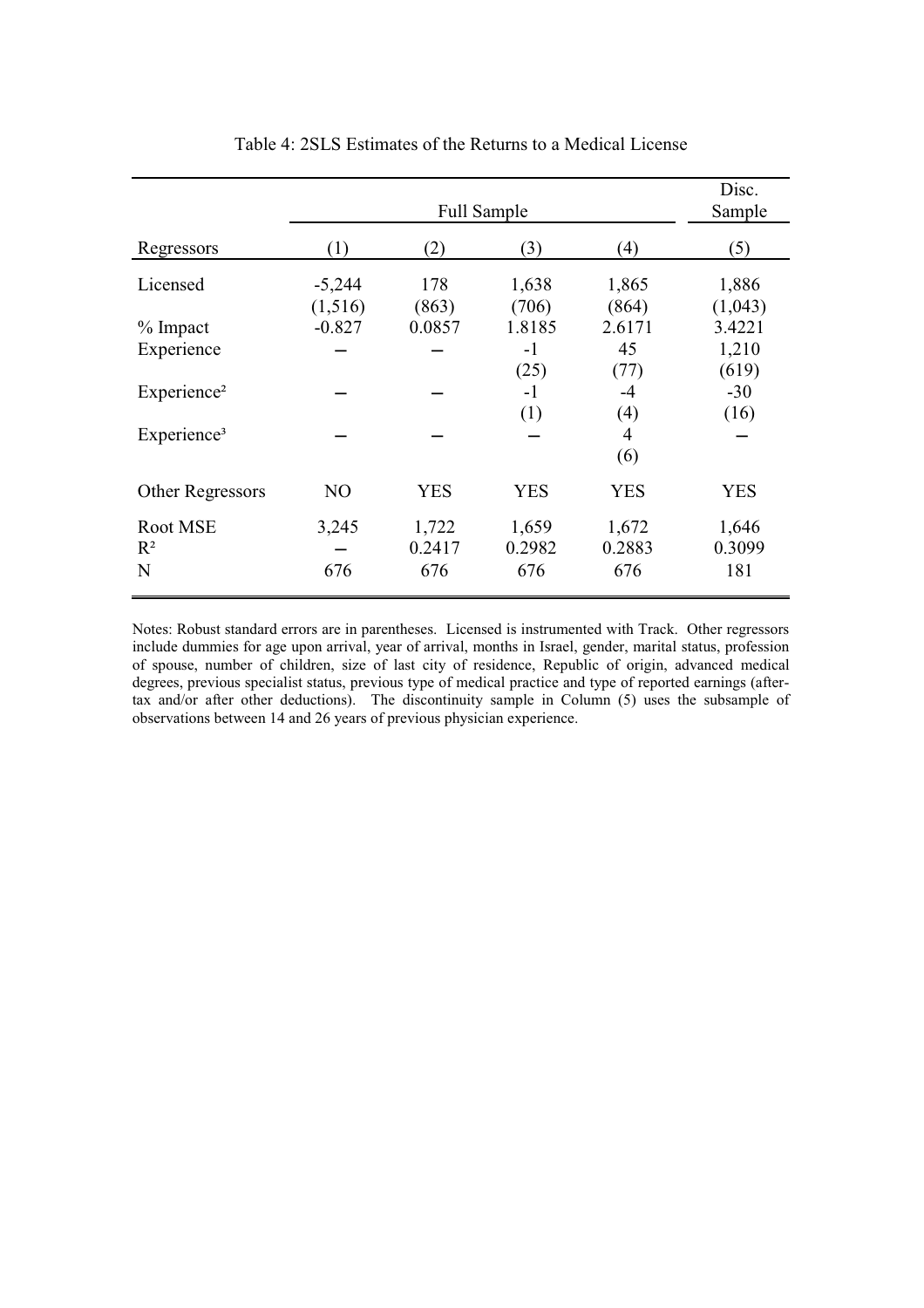Table 4: 2SLS Estimates of the Returns to a Medical License

| | Full Sample | | | | Disc. Sample |
|---|---|---|---|---|---|
| Regressors | (1) | (2) | (3) | (4) | (5) |
| Licensed | -5,244 | 178 | 1,638 | 1,865 | 1,886 |
| | (1,516) | (863) | (706) | (864) | (1,043) |
| % Impact | -0.827 | 0.0857 | 1.8185 | 2.6171 | 3.4221 |
| Experience | – | – | -1 | 45 | 1,210 |
| | | | (25) | (77) | (619) |
| Experience² | – | – | -1 | -4 | -30 |
| | | | (1) | (4) | (16) |
| Experience³ | – | – | – | 4 | – |
| | | | | (6) | |
| Other Regressors | NO | YES | YES | YES | YES |
| Root MSE | 3,245 | 1,722 | 1,659 | 1,672 | 1,646 |
| $R^2$ | – | 0.2417 | 0.2982 | 0.2883 | 0.3099 |
| N | 676 | 676 | 676 | 676 | 181 |

Notes: Robust standard errors are in parentheses. Licensed is instrumented with Track. Other regressors include dummies for age upon arrival, year of arrival, months in Israel, gender, marital status, profession of spouse, number of children, size of last city of residence, Republic of origin, advanced medical degrees, previous specialist status, previous type of medical practice and type of reported earnings (after-tax and/or after other deductions). The discontinuity sample in Column (5) uses the subsample of observations between 14 and 26 years of previous physician experience.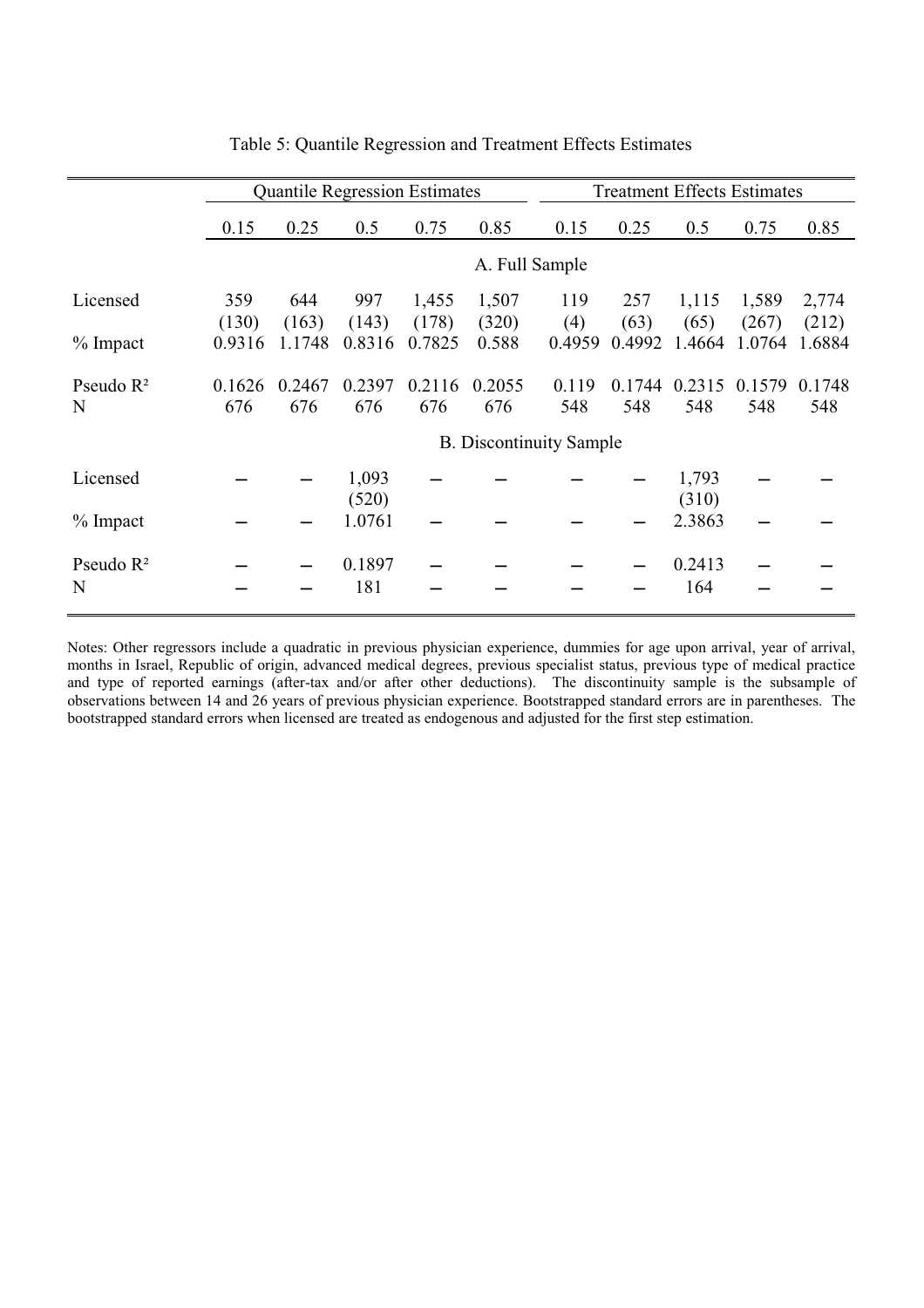Table 5: Quantile Regression and Treatment Effects Estimates

| | Quantile Regression Estimates | | | | | Treatment Effects Estimates | | | | |
|---|---|---|---|---|---|---|---|---|---|---|
| | 0.15 | 0.25 | 0.5 | 0.75 | 0.85 | 0.15 | 0.25 | 0.5 | 0.75 | 0.85 |
| | **A. Full Sample** | | | | | | | | | |
| Licensed | 359 | 644 | 997 | 1,455 | 1,507 | 119 | 257 | 1,115 | 1,589 | 2,774 |
| | (130) | (163) | (143) | (178) | (320) | (4) | (63) | (65) | (267) | (212) |
| % Impact | 0.9316 | 1.1748 | 0.8316 | 0.7825 | 0.588 | 0.4959 | 0.4992 | 1.4664 | 1.0764 | 1.6884 |
| Pseudo $R^2$ | 0.1626 | 0.2467 | 0.2397 | 0.2116 | 0.2055 | 0.119 | 0.1744 | 0.2315 | 0.1579 | 0.1748 |
| N | 676 | 676 | 676 | 676 | 676 | 548 | 548 | 548 | 548 | 548 |
| | **B. Discontinuity Sample** | | | | | | | | | |
| Licensed | – | – | 1,093 | – | – | – | – | 1,793 | – | – |
| | | | (520) | | | | | (310) | | |
| % Impact | – | – | 1.0761 | – | – | – | – | 2.3863 | – | – |
| Pseudo $R^2$ | – | – | 0.1897 | – | – | – | – | 0.2413 | – | – |
| N | – | – | 181 | – | – | – | – | 164 | – | – |

Notes: Other regressors include a quadratic in previous physician experience, dummies for age upon arrival, year of arrival, months in Israel, Republic of origin, advanced medical degrees, previous specialist status, previous type of medical practice and type of reported earnings (after-tax and/or after other deductions). The discontinuity sample is the subsample of observations between 14 and 26 years of previous physician experience. Bootstrapped standard errors are in parentheses. The bootstrapped standard errors when licensed are treated as endogenous and adjusted for the first step estimation.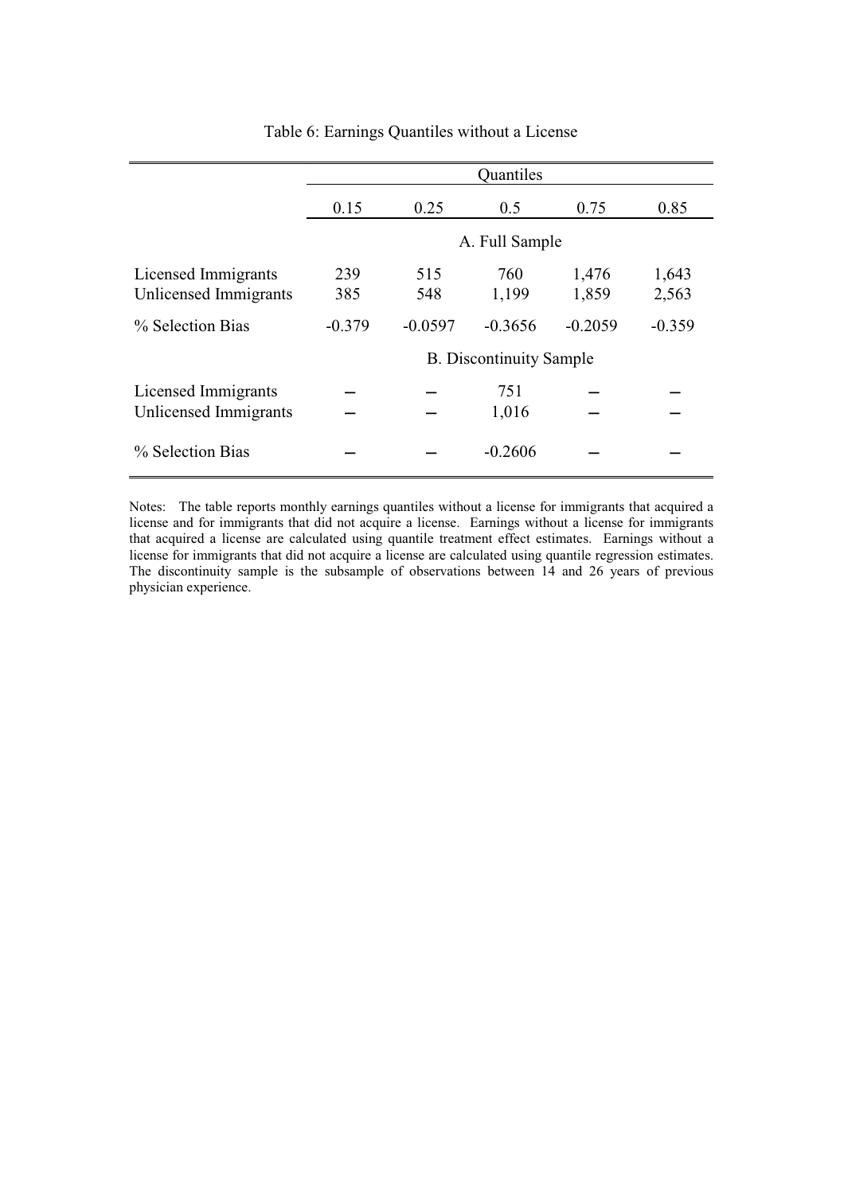Table 6: Earnings Quantiles without a License

| | Quantiles | | | | |
|---|---|---|---|---|---|
| | 0.15 | 0.25 | 0.5 | 0.75 | 0.85 |
| | | | A. Full Sample | | |
| Licensed Immigrants | 239 | 515 | 760 | 1,476 | 1,643 |
| Unlicensed Immigrants | 385 | 548 | 1,199 | 1,859 | 2,563 |
| % Selection Bias | -0.379 | -0.0597 | -0.3656 | -0.2059 | -0.359 |
| | | | B. Discontinuity Sample | | |
| Licensed Immigrants | – | – | 751 | – | – |
| Unlicensed Immigrants | – | – | 1,016 | – | – |
| % Selection Bias | – | – | -0.2606 | – | – |

Notes: The table reports monthly earnings quantiles without a license for immigrants that acquired a license and for immigrants that did not acquire a license. Earnings without a license for immigrants that acquired a license are calculated using quantile treatment effect estimates. Earnings without a license for immigrants that did not acquire a license are calculated using quantile regression estimates. The discontinuity sample is the subsample of observations between 14 and 26 years of previous physician experience.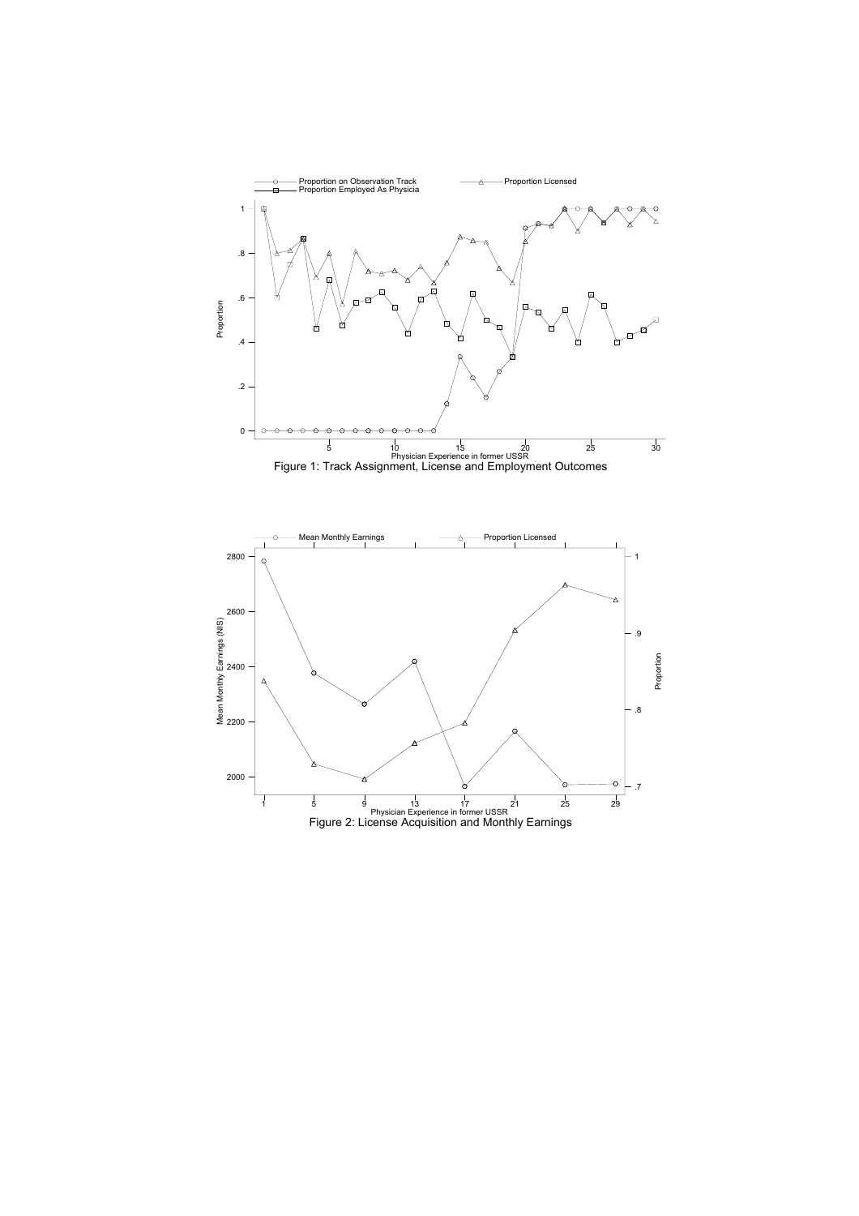Figure 1: Track Assignment, License and Employment Outcomes

Figure 2: License Acquisition and Monthly Earnings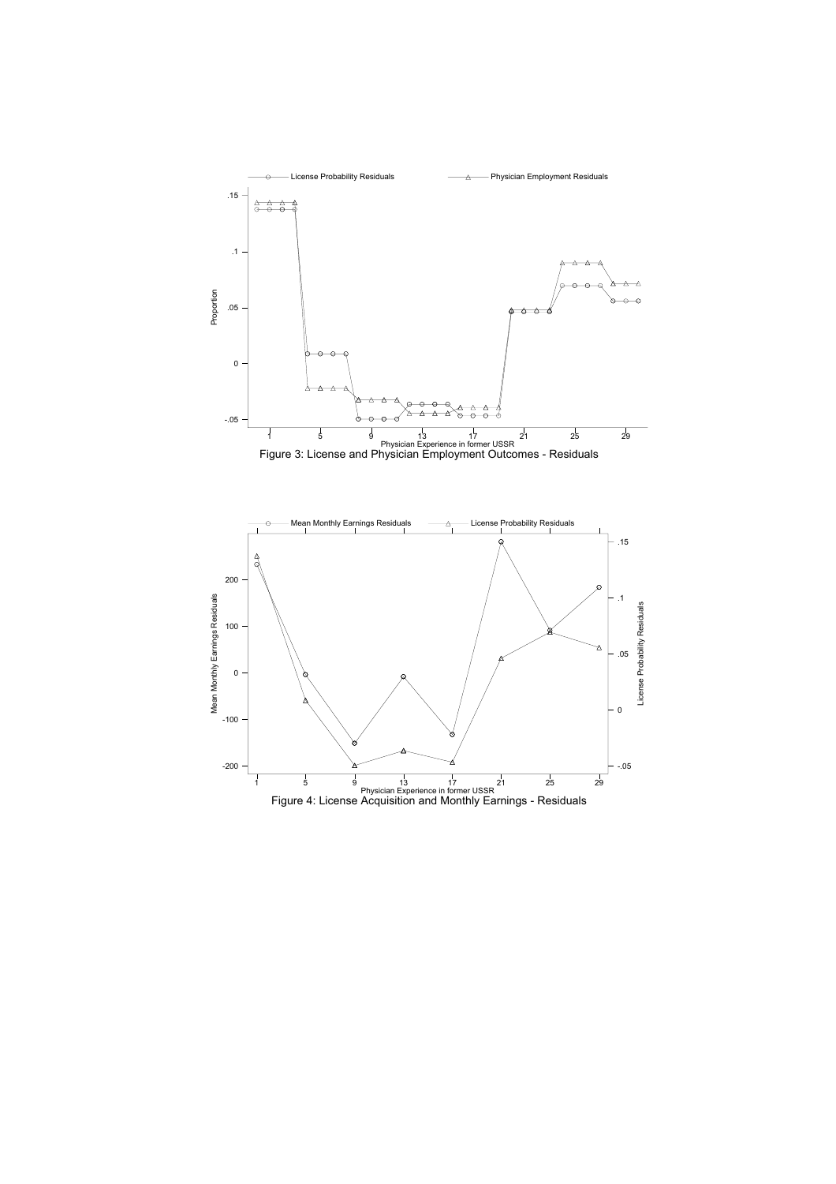Figure 3: License and Physician Employment Outcomes - Residuals

Figure 4: License Acquisition and Monthly Earnings - Residuals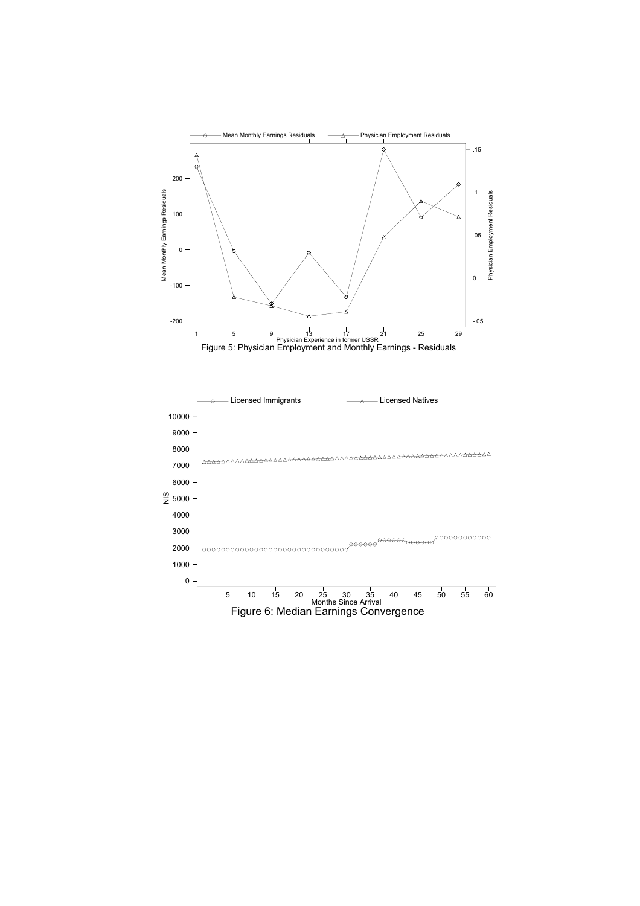Mean Monthly Earnings Residuals

Physician Employment Residuals

Mean Monthly Earnings Residuals

200

100

0

-100

-200

Physician Employment Residuals

.15

.1

.05

0

-.05

1 5 9 13 17 21 25 29

Physician Experience in former USSR

Figure 5: Physician Employment and Monthly Earnings - Residuals

Licensed Immigrants

Licensed Natives

NIS

10000

9000

8000

7000

6000

5000

4000

3000

2000

1000

0

5 10 15 20 25 30 35 40 45 50 55 60

Months Since Arrival

Figure 6: Median Earnings Convergence